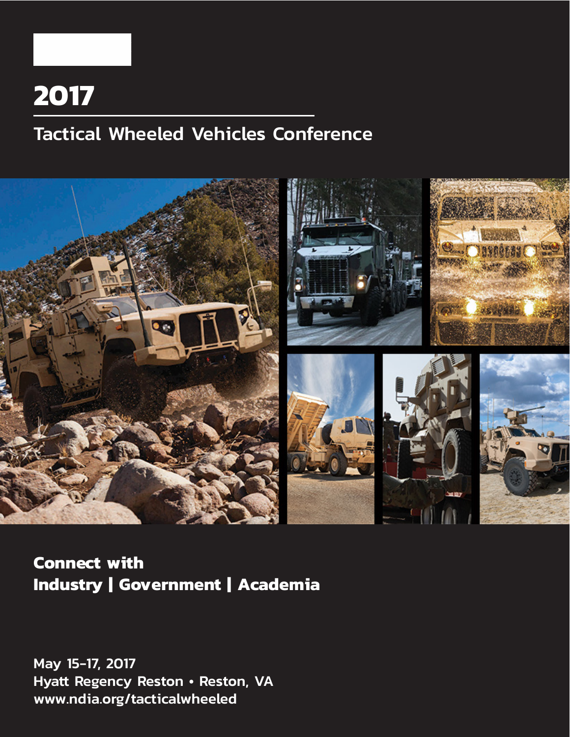# 2017

## Tactical Wheeled Vehicles Conference

**Connect with**
**Industry | Government | Academia**

May 15-17, 2017
Hyatt Regency Reston • Reston, VA
www.ndia.org/tacticalwheeled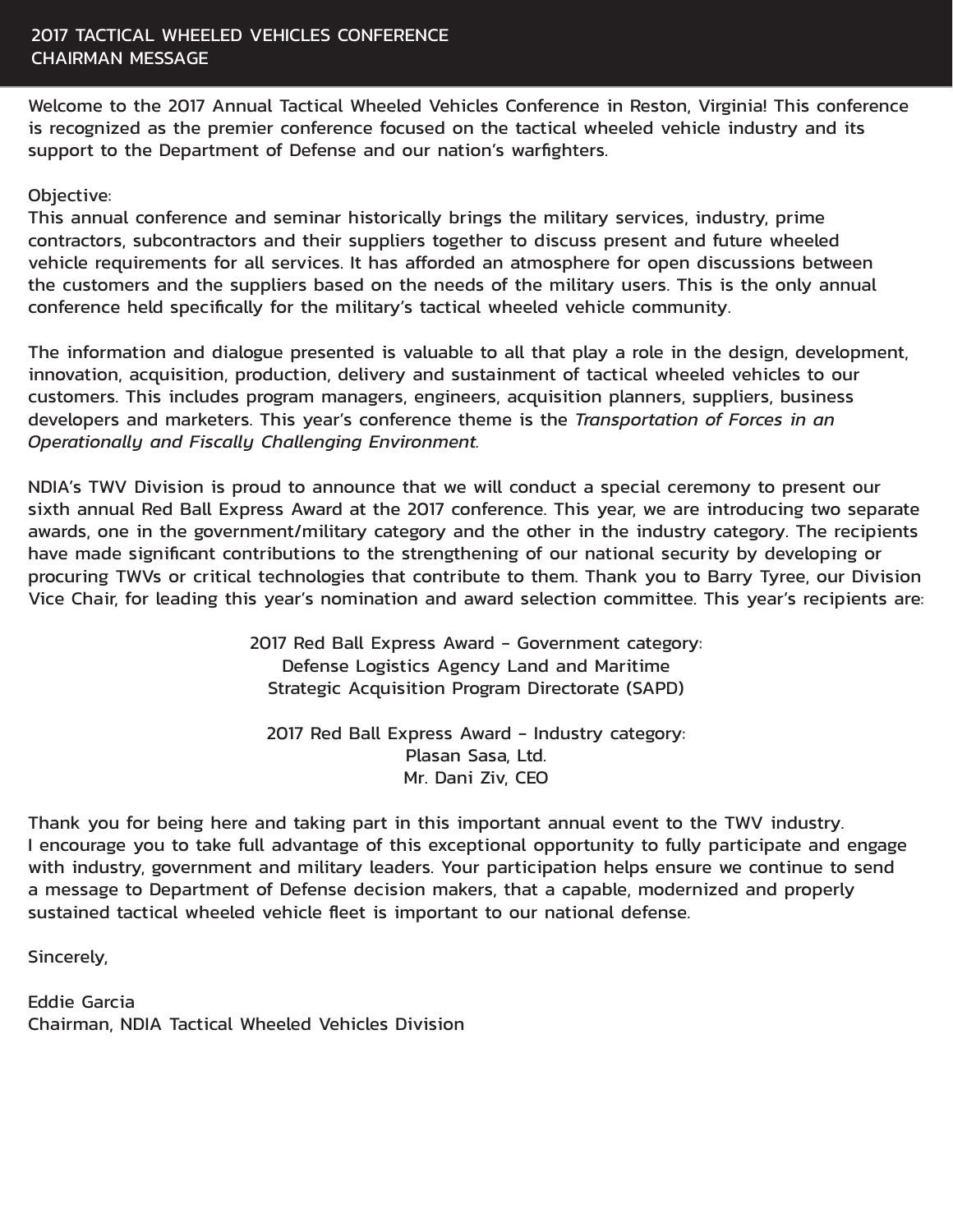# 2017 TACTICAL WHEELED VEHICLES CONFERENCE
## CHAIRMAN MESSAGE

Welcome to the 2017 Annual Tactical Wheeled Vehicles Conference in Reston, Virginia! This conference is recognized as the premier conference focused on the tactical wheeled vehicle industry and its support to the Department of Defense and our nation's warfighters.

Objective:
This annual conference and seminar historically brings the military services, industry, prime contractors, subcontractors and their suppliers together to discuss present and future wheeled vehicle requirements for all services. It has afforded an atmosphere for open discussions between the customers and the suppliers based on the needs of the military users. This is the only annual conference held specifically for the military's tactical wheeled vehicle community.

The information and dialogue presented is valuable to all that play a role in the design, development, innovation, acquisition, production, delivery and sustainment of tactical wheeled vehicles to our customers. This includes program managers, engineers, acquisition planners, suppliers, business developers and marketers. This year's conference theme is the *Transportation of Forces in an Operationally and Fiscally Challenging Environment.*

NDIA's TWV Division is proud to announce that we will conduct a special ceremony to present our sixth annual Red Ball Express Award at the 2017 conference. This year, we are introducing two separate awards, one in the government/military category and the other in the industry category. The recipients have made significant contributions to the strengthening of our national security by developing or procuring TWVs or critical technologies that contribute to them. Thank you to Barry Tyree, our Division Vice Chair, for leading this year's nomination and award selection committee. This year's recipients are:

2017 Red Ball Express Award - Government category:
Defense Logistics Agency Land and Maritime
Strategic Acquisition Program Directorate (SAPD)

2017 Red Ball Express Award - Industry category:
Plasan Sasa, Ltd.
Mr. Dani Ziv, CEO

Thank you for being here and taking part in this important annual event to the TWV industry. I encourage you to take full advantage of this exceptional opportunity to fully participate and engage with industry, government and military leaders. Your participation helps ensure we continue to send a message to Department of Defense decision makers, that a capable, modernized and properly sustained tactical wheeled vehicle fleet is important to our national defense.

Sincerely,

Eddie Garcia
Chairman, NDIA Tactical Wheeled Vehicles Division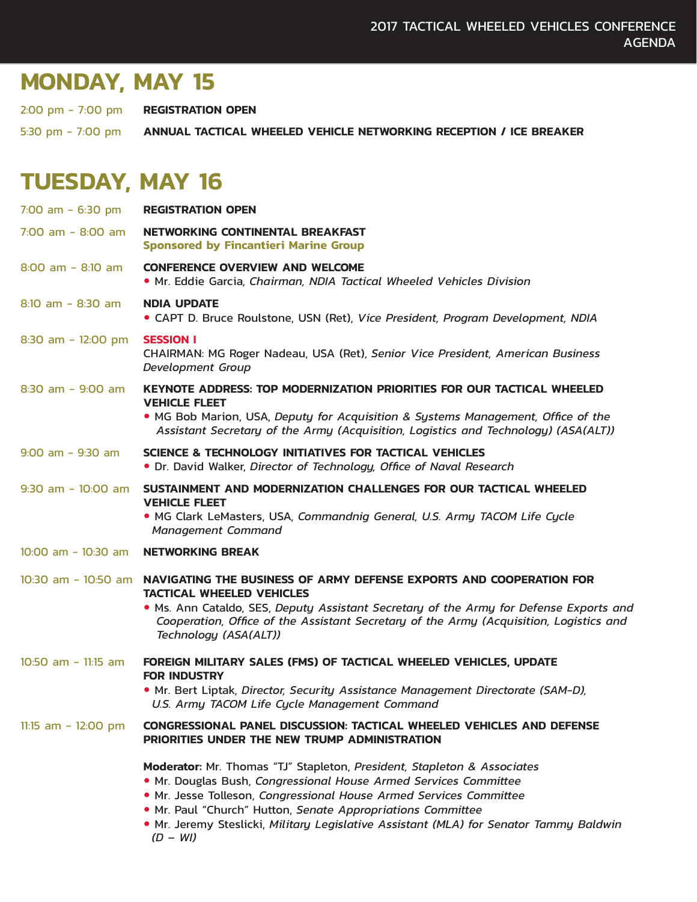## MONDAY, MAY 15

2:00 pm - 7:00 pm **REGISTRATION OPEN**

5:30 pm - 7:00 pm **ANNUAL TACTICAL WHEELED VEHICLE NETWORKING RECEPTION / ICE BREAKER**

## TUESDAY, MAY 16

7:00 am - 6:30 pm **REGISTRATION OPEN**

7:00 am - 8:00 am **NETWORKING CONTINENTAL BREAKFAST**
**Sponsored by Fincantieri Marine Group**

8:00 am - 8:10 am **CONFERENCE OVERVIEW AND WELCOME**
- Mr. Eddie Garcia, *Chairman, NDIA Tactical Wheeled Vehicles Division*

8:10 am - 8:30 am **NDIA UPDATE**
- CAPT D. Bruce Roulstone, USN (Ret), *Vice President, Program Development, NDIA*

8:30 am – 12:00 pm **SESSION I**
CHAIRMAN: MG Roger Nadeau, USA (Ret), *Senior Vice President, American Business Development Group*

8:30 am – 9:00 am **KEYNOTE ADDRESS: TOP MODERNIZATION PRIORITIES FOR OUR TACTICAL WHEELED VEHICLE FLEET**
- MG Bob Marion, USA, *Deputy for Acquisition & Systems Management, Office of the Assistant Secretary of the Army (Acquisition, Logistics and Technology) (ASA(ALT))*

9:00 am - 9:30 am **SCIENCE & TECHNOLOGY INITIATIVES FOR TACTICAL VEHICLES**
- Dr. David Walker, *Director of Technology, Office of Naval Research*

9:30 am – 10:00 am **SUSTAINMENT AND MODERNIZATION CHALLENGES FOR OUR TACTICAL WHEELED VEHICLE FLEET**
- MG Clark LeMasters, USA, *Commandnig General, U.S. Army TACOM Life Cycle Management Command*

10:00 am - 10:30 am **NETWORKING BREAK**

10:30 am – 10:50 am **NAVIGATING THE BUSINESS OF ARMY DEFENSE EXPORTS AND COOPERATION FOR TACTICAL WHEELED VEHICLES**
- Ms. Ann Cataldo, SES, *Deputy Assistant Secretary of the Army for Defense Exports and Cooperation, Office of the Assistant Secretary of the Army (Acquisition, Logistics and Technology (ASA(ALT))*

10:50 am – 11:15 am **FOREIGN MILITARY SALES (FMS) OF TACTICAL WHEELED VEHICLES, UPDATE FOR INDUSTRY**
- Mr. Bert Liptak, *Director, Security Assistance Management Directorate (SAM-D), U.S. Army TACOM Life Cycle Management Command*

11:15 am – 12:00 pm **CONGRESSIONAL PANEL DISCUSSION: TACTICAL WHEELED VEHICLES AND DEFENSE PRIORITIES UNDER THE NEW TRUMP ADMINISTRATION**

**Moderator:** Mr. Thomas "TJ" Stapleton, *President, Stapleton & Associates*
- Mr. Douglas Bush, *Congressional House Armed Services Committee*
- Mr. Jesse Tolleson, *Congressional House Armed Services Committee*
- Mr. Paul "Church" Hutton, *Senate Appropriations Committee*
- Mr. Jeremy Steslicki, *Military Legislative Assistant (MLA) for Senator Tammy Baldwin (D – WI)*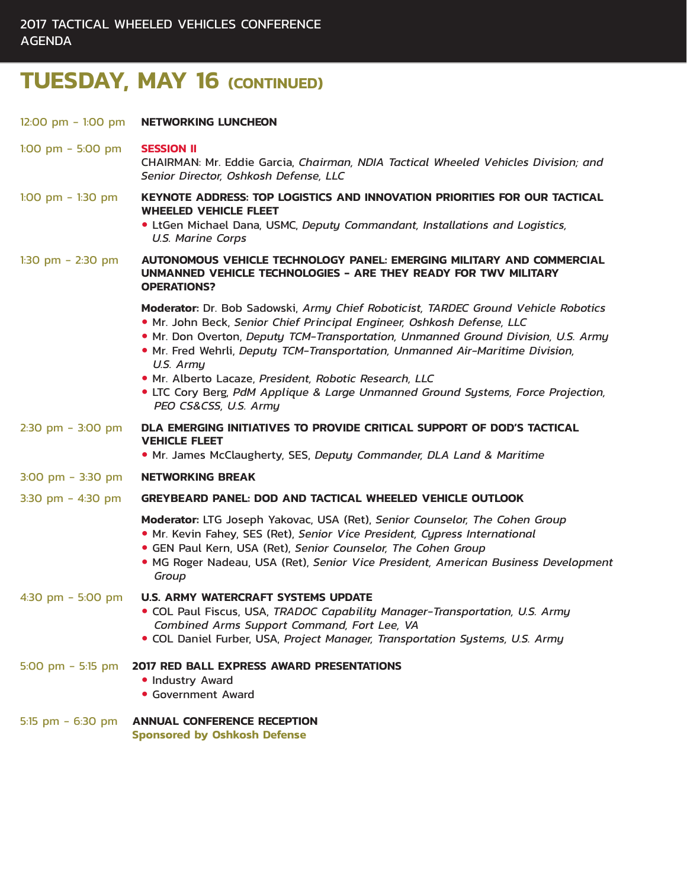## TUESDAY, MAY 16 (CONTINUED)

**12:00 pm - 1:00 pm** — **NETWORKING LUNCHEON**

**1:00 pm - 5:00 pm** — **SESSION II**

CHAIRMAN: Mr. Eddie Garcia, *Chairman, NDIA Tactical Wheeled Vehicles Division; and Senior Director, Oshkosh Defense, LLC*

**1:00 pm - 1:30 pm** — **KEYNOTE ADDRESS: TOP LOGISTICS AND INNOVATION PRIORITIES FOR OUR TACTICAL WHEELED VEHICLE FLEET**

- LtGen Michael Dana, USMC, *Deputy Commandant, Installations and Logistics, U.S. Marine Corps*

**1:30 pm - 2:30 pm** — **AUTONOMOUS VEHICLE TECHNOLOGY PANEL: EMERGING MILITARY AND COMMERCIAL UNMANNED VEHICLE TECHNOLOGIES - ARE THEY READY FOR TWV MILITARY OPERATIONS?**

**Moderator:** Dr. Bob Sadowski, *Army Chief Roboticist, TARDEC Ground Vehicle Robotics*

- Mr. John Beck, *Senior Chief Principal Engineer, Oshkosh Defense, LLC*
- Mr. Don Overton, *Deputy TCM-Transportation, Unmanned Ground Division, U.S. Army*
- Mr. Fred Wehrli, *Deputy TCM-Transportation, Unmanned Air-Maritime Division, U.S. Army*
- Mr. Alberto Lacaze, *President, Robotic Research, LLC*
- LTC Cory Berg, *PdM Applique & Large Unmanned Ground Systems, Force Projection, PEO CS&CSS, U.S. Army*

**2:30 pm - 3:00 pm** — **DLA EMERGING INITIATIVES TO PROVIDE CRITICAL SUPPORT OF DOD'S TACTICAL VEHICLE FLEET**

- Mr. James McClaugherty, SES, *Deputy Commander, DLA Land & Maritime*

**3:00 pm - 3:30 pm** — **NETWORKING BREAK**

**3:30 pm - 4:30 pm** — **GREYBEARD PANEL: DOD AND TACTICAL WHEELED VEHICLE OUTLOOK**

**Moderator:** LTG Joseph Yakovac, USA (Ret), *Senior Counselor, The Cohen Group*

- Mr. Kevin Fahey, SES (Ret), *Senior Vice President, Cypress International*
- GEN Paul Kern, USA (Ret), *Senior Counselor, The Cohen Group*
- MG Roger Nadeau, USA (Ret), *Senior Vice President, American Business Development Group*

**4:30 pm - 5:00 pm** — **U.S. ARMY WATERCRAFT SYSTEMS UPDATE**

- COL Paul Fiscus, USA, *TRADOC Capability Manager-Transportation, U.S. Army Combined Arms Support Command, Fort Lee, VA*
- COL Daniel Furber, USA, *Project Manager, Transportation Systems, U.S. Army*

**5:00 pm - 5:15 pm** — **2017 RED BALL EXPRESS AWARD PRESENTATIONS**

- Industry Award
- Government Award

**5:15 pm - 6:30 pm** — **ANNUAL CONFERENCE RECEPTION**

**Sponsored by Oshkosh Defense**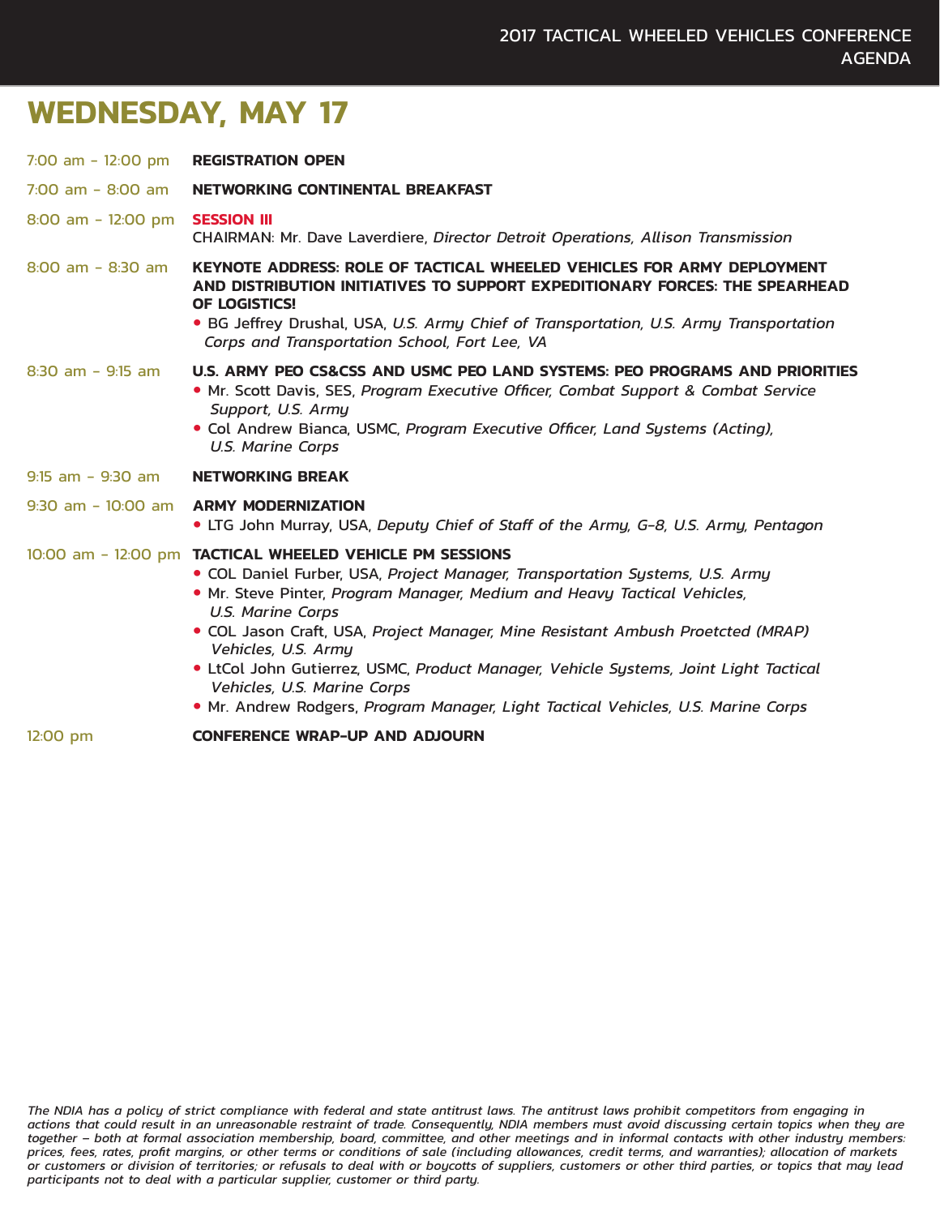# WEDNESDAY, MAY 17

**7:00 am - 12:00 pm** — **REGISTRATION OPEN**

**7:00 am - 8:00 am** — **NETWORKING CONTINENTAL BREAKFAST**

**8:00 am - 12:00 pm** — **SESSION III**
CHAIRMAN: Mr. Dave Laverdiere, *Director Detroit Operations, Allison Transmission*

**8:00 am - 8:30 am** — **KEYNOTE ADDRESS: ROLE OF TACTICAL WHEELED VEHICLES FOR ARMY DEPLOYMENT AND DISTRIBUTION INITIATIVES TO SUPPORT EXPEDITIONARY FORCES: THE SPEARHEAD OF LOGISTICS!**

- BG Jeffrey Drushal, USA, *U.S. Army Chief of Transportation, U.S. Army Transportation Corps and Transportation School, Fort Lee, VA*

**8:30 am - 9:15 am** — **U.S. ARMY PEO CS&CSS AND USMC PEO LAND SYSTEMS: PEO PROGRAMS AND PRIORITIES**

- Mr. Scott Davis, SES, *Program Executive Officer, Combat Support & Combat Service Support, U.S. Army*
- Col Andrew Bianca, USMC, *Program Executive Officer, Land Systems (Acting), U.S. Marine Corps*

**9:15 am - 9:30 am** — **NETWORKING BREAK**

**9:30 am - 10:00 am** — **ARMY MODERNIZATION**

- LTG John Murray, USA, *Deputy Chief of Staff of the Army, G-8, U.S. Army, Pentagon*

**10:00 am - 12:00 pm** — **TACTICAL WHEELED VEHICLE PM SESSIONS**

- COL Daniel Furber, USA, *Project Manager, Transportation Systems, U.S. Army*
- Mr. Steve Pinter, *Program Manager, Medium and Heavy Tactical Vehicles, U.S. Marine Corps*
- COL Jason Craft, USA, *Project Manager, Mine Resistant Ambush Proetcted (MRAP) Vehicles, U.S. Army*
- LtCol John Gutierrez, USMC, *Product Manager, Vehicle Systems, Joint Light Tactical Vehicles, U.S. Marine Corps*
- Mr. Andrew Rodgers, *Program Manager, Light Tactical Vehicles, U.S. Marine Corps*

**12:00 pm** — **CONFERENCE WRAP-UP AND ADJOURN**

*The NDIA has a policy of strict compliance with federal and state antitrust laws. The antitrust laws prohibit competitors from engaging in actions that could result in an unreasonable restraint of trade. Consequently, NDIA members must avoid discussing certain topics when they are together – both at formal association membership, board, committee, and other meetings and in informal contacts with other industry members: prices, fees, rates, profit margins, or other terms or conditions of sale (including allowances, credit terms, and warranties); allocation of markets or customers or division of territories; or refusals to deal with or boycotts of suppliers, customers or other third parties, or topics that may lead participants not to deal with a particular supplier, customer or third party.*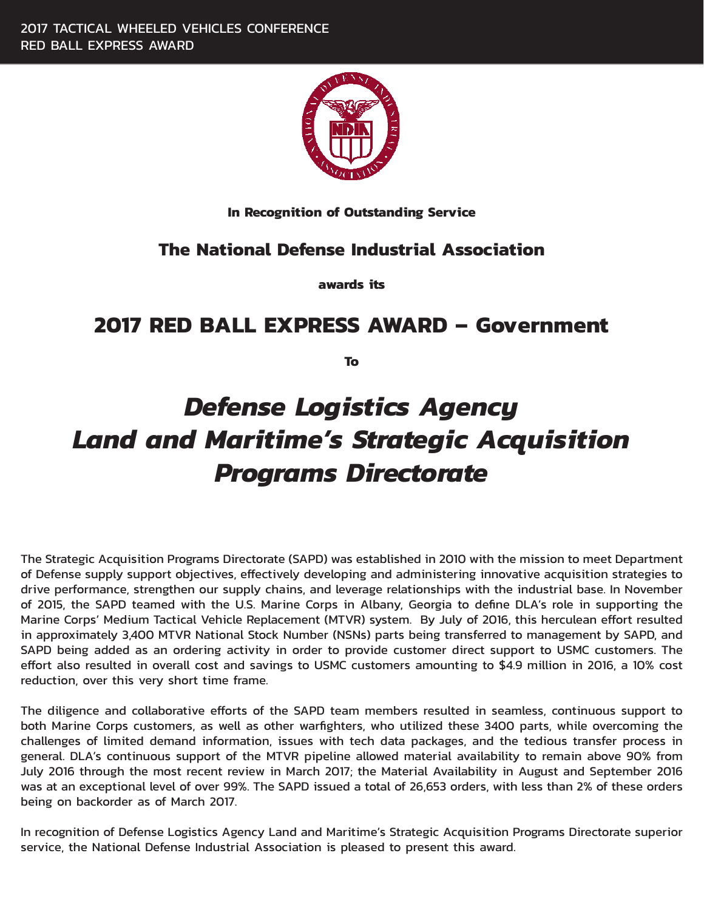In Recognition of Outstanding Service

## The National Defense Industrial Association

awards its

# 2017 RED BALL EXPRESS AWARD – Government

To

## *Defense Logistics Agency Land and Maritime's Strategic Acquisition Programs Directorate*

The Strategic Acquisition Programs Directorate (SAPD) was established in 2010 with the mission to meet Department of Defense supply support objectives, effectively developing and administering innovative acquisition strategies to drive performance, strengthen our supply chains, and leverage relationships with the industrial base. In November of 2015, the SAPD teamed with the U.S. Marine Corps in Albany, Georgia to define DLA's role in supporting the Marine Corps' Medium Tactical Vehicle Replacement (MTVR) system. By July of 2016, this herculean effort resulted in approximately 3,400 MTVR National Stock Number (NSNs) parts being transferred to management by SAPD, and SAPD being added as an ordering activity in order to provide customer direct support to USMC customers. The effort also resulted in overall cost and savings to USMC customers amounting to $4.9 million in 2016, a 10% cost reduction, over this very short time frame.

The diligence and collaborative efforts of the SAPD team members resulted in seamless, continuous support to both Marine Corps customers, as well as other warfighters, who utilized these 3400 parts, while overcoming the challenges of limited demand information, issues with tech data packages, and the tedious transfer process in general. DLA's continuous support of the MTVR pipeline allowed material availability to remain above 90% from July 2016 through the most recent review in March 2017; the Material Availability in August and September 2016 was at an exceptional level of over 99%. The SAPD issued a total of 26,653 orders, with less than 2% of these orders being on backorder as of March 2017.

In recognition of Defense Logistics Agency Land and Maritime's Strategic Acquisition Programs Directorate superior service, the National Defense Industrial Association is pleased to present this award.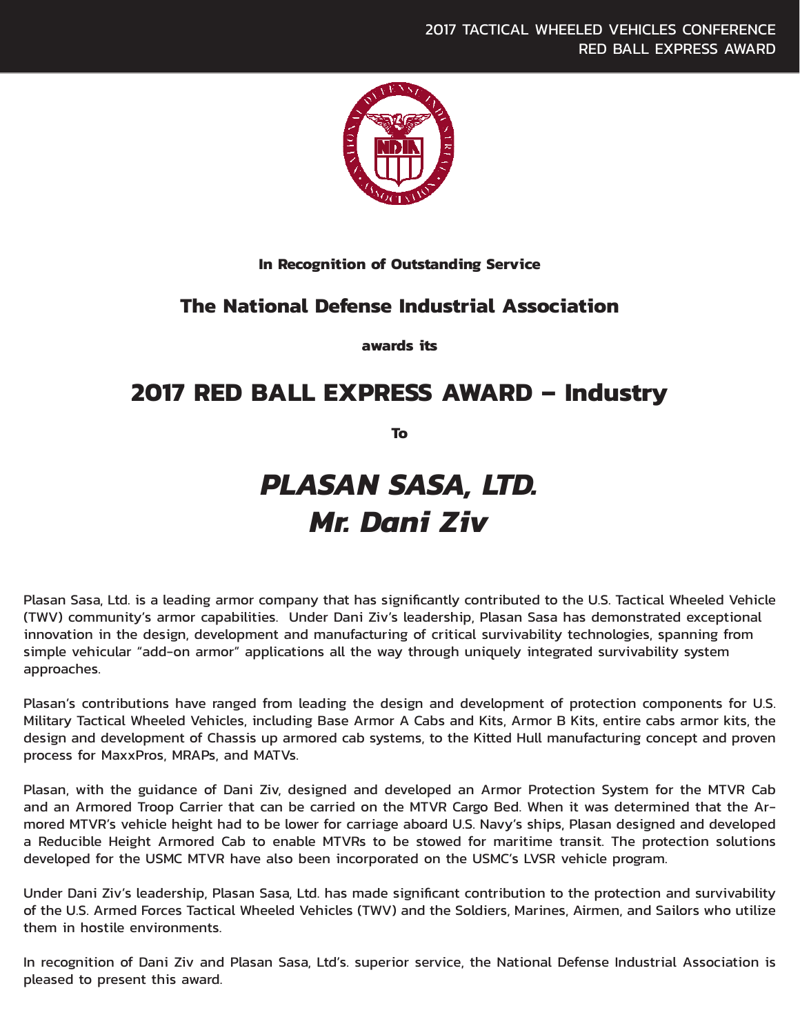In Recognition of Outstanding Service

**The National Defense Industrial Association**

**awards its**

# 2017 RED BALL EXPRESS AWARD – Industry

**To**

# *PLASAN SASA, LTD.*
# *Mr. Dani Ziv*

Plasan Sasa, Ltd. is a leading armor company that has significantly contributed to the U.S. Tactical Wheeled Vehicle (TWV) community's armor capabilities. Under Dani Ziv's leadership, Plasan Sasa has demonstrated exceptional innovation in the design, development and manufacturing of critical survivability technologies, spanning from simple vehicular "add-on armor" applications all the way through uniquely integrated survivability system approaches.

Plasan's contributions have ranged from leading the design and development of protection components for U.S. Military Tactical Wheeled Vehicles, including Base Armor A Cabs and Kits, Armor B Kits, entire cabs armor kits, the design and development of Chassis up armored cab systems, to the Kitted Hull manufacturing concept and proven process for MaxxPros, MRAPs, and MATVs.

Plasan, with the guidance of Dani Ziv, designed and developed an Armor Protection System for the MTVR Cab and an Armored Troop Carrier that can be carried on the MTVR Cargo Bed. When it was determined that the Armored MTVR's vehicle height had to be lower for carriage aboard U.S. Navy's ships, Plasan designed and developed a Reducible Height Armored Cab to enable MTVRs to be stowed for maritime transit. The protection solutions developed for the USMC MTVR have also been incorporated on the USMC's LVSR vehicle program.

Under Dani Ziv's leadership, Plasan Sasa, Ltd. has made significant contribution to the protection and survivability of the U.S. Armed Forces Tactical Wheeled Vehicles (TWV) and the Soldiers, Marines, Airmen, and Sailors who utilize them in hostile environments.

In recognition of Dani Ziv and Plasan Sasa, Ltd's. superior service, the National Defense Industrial Association is pleased to present this award.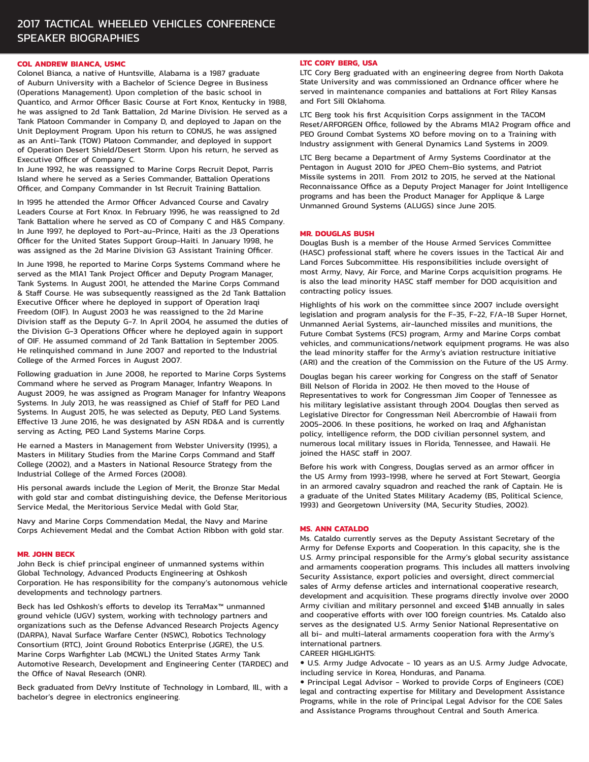# 2017 TACTICAL WHEELED VEHICLES CONFERENCE SPEAKER BIOGRAPHIES

**COL ANDREW BIANCA, USMC**

Colonel Bianca, a native of Huntsville, Alabama is a 1987 graduate of Auburn University with a Bachelor of Science Degree in Business (Operations Management). Upon completion of the basic school in Quantico, and Armor Officer Basic Course at Fort Knox, Kentucky in 1988, he was assigned to 2d Tank Battalion, 2d Marine Division. He served as a Tank Platoon Commander in Company D, and deployed to Japan on the Unit Deployment Program. Upon his return to CONUS, he was assigned as an Anti-Tank (TOW) Platoon Commander, and deployed in support of Operation Desert Shield/Desert Storm. Upon his return, he served as Executive Officer of Company C.

In June 1992, he was reassigned to Marine Corps Recruit Depot, Parris Island where he served as a Series Commander, Battalion Operations Officer, and Company Commander in 1st Recruit Training Battalion.

In 1995 he attended the Armor Officer Advanced Course and Cavalry Leaders Course at Fort Knox. In February 1996, he was reassigned to 2d Tank Battalion where he served as CO of Company C and H&S Company. In June 1997, he deployed to Port-au-Prince, Haiti as the J3 Operations Officer for the United States Support Group-Haiti. In January 1998, he was assigned as the 2d Marine Division G3 Assistant Training Officer.

In June 1998, he reported to Marine Corps Systems Command where he served as the M1A1 Tank Project Officer and Deputy Program Manager, Tank Systems. In August 2001, he attended the Marine Corps Command & Staff Course. He was subsequently reassigned as the 2d Tank Battalion Executive Officer where he deployed in support of Operation Iraqi Freedom (OIF). In August 2003 he was reassigned to the 2d Marine Division staff as the Deputy G-7. In April 2004, he assumed the duties of the Division G-3 Operations Officer where he deployed again in support of OIF. He assumed command of 2d Tank Battalion in September 2005. He relinquished command in June 2007 and reported to the Industrial College of the Armed Forces in August 2007.

Following graduation in June 2008, he reported to Marine Corps Systems Command where he served as Program Manager, Infantry Weapons. In August 2009, he was assigned as Program Manager for Infantry Weapons Systems. In July 2013, he was reassigned as Chief of Staff for PEO Land Systems. In August 2015, he was selected as Deputy, PEO Land Systems. Effective 13 June 2016, he was designated by ASN RD&A and is currently serving as Acting, PEO Land Systems Marine Corps.

He earned a Masters in Management from Webster University (1995), a Masters in Military Studies from the Marine Corps Command and Staff College (2002), and a Masters in National Resource Strategy from the Industrial College of the Armed Forces (2008).

His personal awards include the Legion of Merit, the Bronze Star Medal with gold star and combat distinguishing device, the Defense Meritorious Service Medal, the Meritorious Service Medal with Gold Star,

Navy and Marine Corps Commendation Medal, the Navy and Marine Corps Achievement Medal and the Combat Action Ribbon with gold star.

**MR. JOHN BECK**

John Beck is chief principal engineer of unmanned systems within Global Technology, Advanced Products Engineering at Oshkosh Corporation. He has responsibility for the company's autonomous vehicle developments and technology partners.

Beck has led Oshkosh's efforts to develop its TerraMax™ unmanned ground vehicle (UGV) system, working with technology partners and organizations such as the Defense Advanced Research Projects Agency (DARPA), Naval Surface Warfare Center (NSWC), Robotics Technology Consortium (RTC), Joint Ground Robotics Enterprise (JGRE), the U.S. Marine Corps Warfighter Lab (MCWL) the United States Army Tank Automotive Research, Development and Engineering Center (TARDEC) and the Office of Naval Research (ONR).

Beck graduated from DeVry Institute of Technology in Lombard, Ill., with a bachelor's degree in electronics engineering.

**LTC CORY BERG, USA**

LTC Cory Berg graduated with an engineering degree from North Dakota State University and was commissioned an Ordnance officer where he served in maintenance companies and battalions at Fort Riley Kansas and Fort Sill Oklahoma.

LTC Berg took his first Acquisition Corps assignment in the TACOM Reset/ARFORGEN Office, followed by the Abrams M1A2 Program office and PEO Ground Combat Systems XO before moving on to a Training with Industry assignment with General Dynamics Land Systems in 2009.

LTC Berg became a Department of Army Systems Coordinator at the Pentagon in August 2010 for JPEO Chem-Bio systems, and Patriot Missile systems in 2011. From 2012 to 2015, he served at the National Reconnaissance Office as a Deputy Project Manager for Joint Intelligence programs and has been the Product Manager for Applique & Large Unmanned Ground Systems (ALUGS) since June 2015.

**MR. DOUGLAS BUSH**

Douglas Bush is a member of the House Armed Services Committee (HASC) professional staff, where he covers issues in the Tactical Air and Land Forces Subcommittee. His responsibilities include oversight of most Army, Navy, Air Force, and Marine Corps acquisition programs. He is also the lead minority HASC staff member for DOD acquisition and contracting policy issues.

Highlights of his work on the committee since 2007 include oversight legislation and program analysis for the F-35, F-22, F/A-18 Super Hornet, Unmanned Aerial Systems, air-launched missiles and munitions, the Future Combat Systems (FCS) program, Army and Marine Corps combat vehicles, and communications/network equipment programs. He was also the lead minority staffer for the Army's aviation restructure initiative (ARI) and the creation of the Commission on the Future of the US Army.

Douglas began his career working for Congress on the staff of Senator Bill Nelson of Florida in 2002. He then moved to the House of Representatives to work for Congressman Jim Cooper of Tennessee as his military legislative assistant through 2004. Douglas then served as Legislative Director for Congressman Neil Abercrombie of Hawaii from 2005-2006. In these positions, he worked on Iraq and Afghanistan policy, intelligence reform, the DOD civilian personnel system, and numerous local military issues in Florida, Tennessee, and Hawaii. He joined the HASC staff in 2007.

Before his work with Congress, Douglas served as an armor officer in the US Army from 1993-1998, where he served at Fort Stewart, Georgia in an armored cavalry squadron and reached the rank of Captain. He is a graduate of the United States Military Academy (BS, Political Science, 1993) and Georgetown University (MA, Security Studies, 2002).

**MS. ANN CATALDO**

Ms. Cataldo currently serves as the Deputy Assistant Secretary of the Army for Defense Exports and Cooperation. In this capacity, she is the U.S. Army principal responsible for the Army's global security assistance and armaments cooperation programs. This includes all matters involving Security Assistance, export policies and oversight, direct commercial sales of Army defense articles and international cooperative research, development and acquisition. These programs directly involve over 2000 Army civilian and military personnel and exceed $14B annually in sales and cooperative efforts with over 100 foreign countries. Ms. Cataldo also serves as the designated U.S. Army Senior National Representative on all bi- and multi-lateral armaments cooperation fora with the Army's international partners.

CAREER HIGHLIGHTS:

- U.S. Army Judge Advocate – 10 years as an U.S. Army Judge Advocate, including service in Korea, Honduras, and Panama.
- Principal Legal Advisor – Worked to provide Corps of Engineers (COE) legal and contracting expertise for Military and Development Assistance Programs, while in the role of Principal Legal Advisor for the COE Sales and Assistance Programs throughout Central and South America.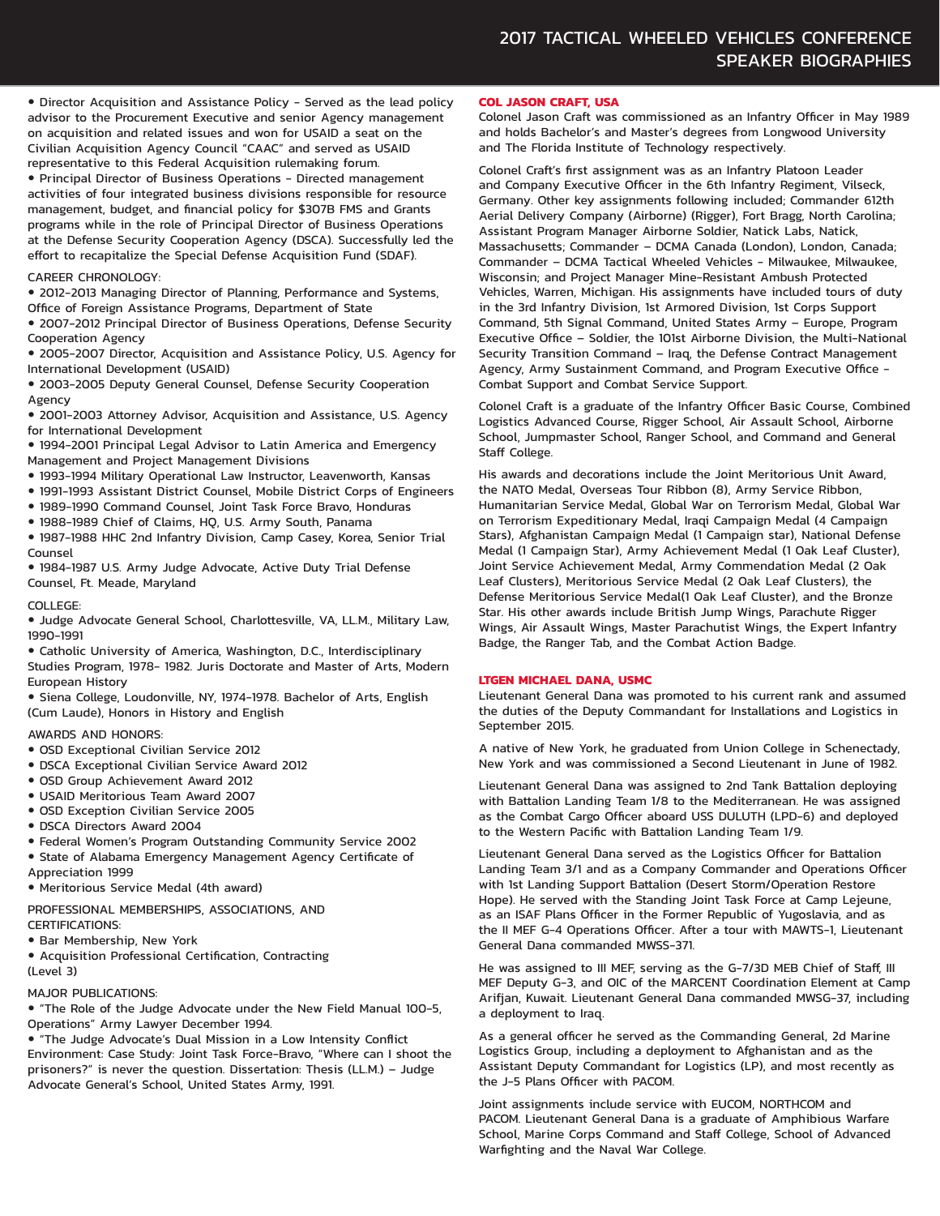- Director Acquisition and Assistance Policy – Served as the lead policy advisor to the Procurement Executive and senior Agency management on acquisition and related issues and won for USAID a seat on the Civilian Acquisition Agency Council "CAAC" and served as USAID representative to this Federal Acquisition rulemaking forum.
- Principal Director of Business Operations – Directed management activities of four integrated business divisions responsible for resource management, budget, and financial policy for $307B FMS and Grants programs while in the role of Principal Director of Business Operations at the Defense Security Cooperation Agency (DSCA). Successfully led the effort to recapitalize the Special Defense Acquisition Fund (SDAF).

CAREER CHRONOLOGY:

- 2012-2013 Managing Director of Planning, Performance and Systems, Office of Foreign Assistance Programs, Department of State
- 2007-2012 Principal Director of Business Operations, Defense Security Cooperation Agency
- 2005-2007 Director, Acquisition and Assistance Policy, U.S. Agency for International Development (USAID)
- 2003-2005 Deputy General Counsel, Defense Security Cooperation Agency
- 2001-2003 Attorney Advisor, Acquisition and Assistance, U.S. Agency for International Development
- 1994-2001 Principal Legal Advisor to Latin America and Emergency Management and Project Management Divisions
- 1993-1994 Military Operational Law Instructor, Leavenworth, Kansas
- 1991-1993 Assistant District Counsel, Mobile District Corps of Engineers
- 1989-1990 Command Counsel, Joint Task Force Bravo, Honduras
- 1988-1989 Chief of Claims, HQ, U.S. Army South, Panama
- 1987-1988 HHC 2nd Infantry Division, Camp Casey, Korea, Senior Trial Counsel
- 1984-1987 U.S. Army Judge Advocate, Active Duty Trial Defense Counsel, Ft. Meade, Maryland

COLLEGE:

- Judge Advocate General School, Charlottesville, VA, LL.M., Military Law, 1990-1991
- Catholic University of America, Washington, D.C., Interdisciplinary Studies Program, 1978- 1982. Juris Doctorate and Master of Arts, Modern European History
- Siena College, Loudonville, NY, 1974-1978. Bachelor of Arts, English (Cum Laude), Honors in History and English

AWARDS AND HONORS:

- OSD Exceptional Civilian Service 2012
- DSCA Exceptional Civilian Service Award 2012
- OSD Group Achievement Award 2012
- USAID Meritorious Team Award 2007
- OSD Exception Civilian Service 2005
- DSCA Directors Award 2004
- Federal Women's Program Outstanding Community Service 2002
- State of Alabama Emergency Management Agency Certificate of Appreciation 1999
- Meritorious Service Medal (4th award)

PROFESSIONAL MEMBERSHIPS, ASSOCIATIONS, AND CERTIFICATIONS:

- Bar Membership, New York
- Acquisition Professional Certification, Contracting (Level 3)

MAJOR PUBLICATIONS:

- "The Role of the Judge Advocate under the New Field Manual 100-5, Operations" Army Lawyer December 1994.
- "The Judge Advocate's Dual Mission in a Low Intensity Conflict Environment: Case Study: Joint Task Force-Bravo, "Where can I shoot the prisoners?" is never the question. Dissertation: Thesis (LL.M.) – Judge Advocate General's School, United States Army, 1991.

## COL JASON CRAFT, USA

Colonel Jason Craft was commissioned as an Infantry Officer in May 1989 and holds Bachelor's and Master's degrees from Longwood University and The Florida Institute of Technology respectively.

Colonel Craft's first assignment was as an Infantry Platoon Leader and Company Executive Officer in the 6th Infantry Regiment, Vilseck, Germany. Other key assignments following included; Commander 612th Aerial Delivery Company (Airborne) (Rigger), Fort Bragg, North Carolina; Assistant Program Manager Airborne Soldier, Natick Labs, Natick, Massachusetts; Commander – DCMA Canada (London), London, Canada; Commander – DCMA Tactical Wheeled Vehicles - Milwaukee, Milwaukee, Wisconsin; and Project Manager Mine-Resistant Ambush Protected Vehicles, Warren, Michigan. His assignments have included tours of duty in the 3rd Infantry Division, 1st Armored Division, 1st Corps Support Command, 5th Signal Command, United States Army – Europe, Program Executive Office – Soldier, the 101st Airborne Division, the Multi-National Security Transition Command – Iraq, the Defense Contract Management Agency, Army Sustainment Command, and Program Executive Office - Combat Support and Combat Service Support.

Colonel Craft is a graduate of the Infantry Officer Basic Course, Combined Logistics Advanced Course, Rigger School, Air Assault School, Airborne School, Jumpmaster School, Ranger School, and Command and General Staff College.

His awards and decorations include the Joint Meritorious Unit Award, the NATO Medal, Overseas Tour Ribbon (8), Army Service Ribbon, Humanitarian Service Medal, Global War on Terrorism Medal, Global War on Terrorism Expeditionary Medal, Iraqi Campaign Medal (4 Campaign Stars), Afghanistan Campaign Medal (1 Campaign star), National Defense Medal (1 Campaign Star), Army Achievement Medal (1 Oak Leaf Cluster), Joint Service Achievement Medal, Army Commendation Medal (2 Oak Leaf Clusters), Meritorious Service Medal (2 Oak Leaf Clusters), the Defense Meritorious Service Medal(1 Oak Leaf Cluster), and the Bronze Star. His other awards include British Jump Wings, Parachute Rigger Wings, Air Assault Wings, Master Parachutist Wings, the Expert Infantry Badge, the Ranger Tab, and the Combat Action Badge.

## LTGEN MICHAEL DANA, USMC

Lieutenant General Dana was promoted to his current rank and assumed the duties of the Deputy Commandant for Installations and Logistics in September 2015.

A native of New York, he graduated from Union College in Schenectady, New York and was commissioned a Second Lieutenant in June of 1982.

Lieutenant General Dana was assigned to 2nd Tank Battalion deploying with Battalion Landing Team 1/8 to the Mediterranean. He was assigned as the Combat Cargo Officer aboard USS DULUTH (LPD-6) and deployed to the Western Pacific with Battalion Landing Team 1/9.

Lieutenant General Dana served as the Logistics Officer for Battalion Landing Team 3/1 and as a Company Commander and Operations Officer with 1st Landing Support Battalion (Desert Storm/Operation Restore Hope). He served with the Standing Joint Task Force at Camp Lejeune, as an ISAF Plans Officer in the Former Republic of Yugoslavia, and as the II MEF G-4 Operations Officer. After a tour with MAWTS-1, Lieutenant General Dana commanded MWSS-371.

He was assigned to III MEF, serving as the G-7/3D MEB Chief of Staff, III MEF Deputy G-3, and OIC of the MARCENT Coordination Element at Camp Arifjan, Kuwait. Lieutenant General Dana commanded MWSG-37, including a deployment to Iraq.

As a general officer he served as the Commanding General, 2d Marine Logistics Group, including a deployment to Afghanistan and as the Assistant Deputy Commandant for Logistics (LP), and most recently as the J-5 Plans Officer with PACOM.

Joint assignments include service with EUCOM, NORTHCOM and PACOM. Lieutenant General Dana is a graduate of Amphibious Warfare School, Marine Corps Command and Staff College, School of Advanced Warfighting and the Naval War College.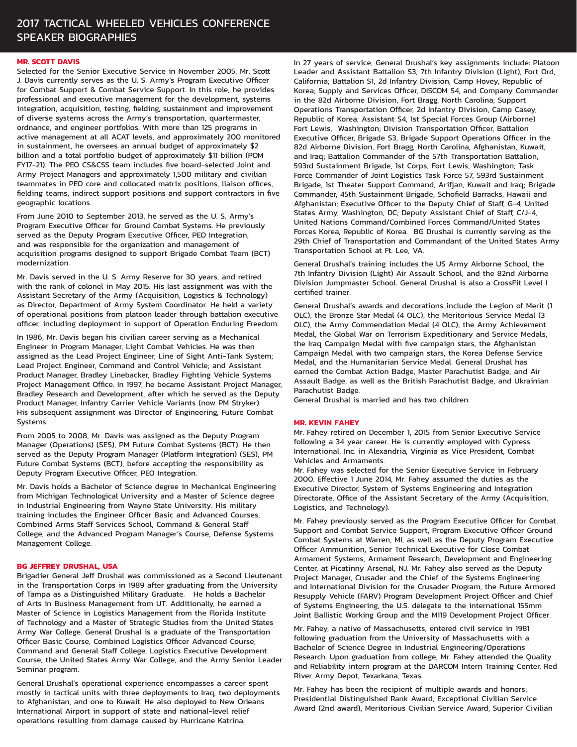# 2017 TACTICAL WHEELED VEHICLES CONFERENCE SPEAKER BIOGRAPHIES

## MR. SCOTT DAVIS

Selected for the Senior Executive Service in November 2005, Mr. Scott J. Davis currently serves as the U. S. Army's Program Executive Officer for Combat Support & Combat Service Support. In this role, he provides professional and executive management for the development, systems integration, acquisition, testing, fielding, sustainment and improvement of diverse systems across the Army's transportation, quartermaster, ordnance, and engineer portfolios. With more than 125 programs in active management at all ACAT levels, and approximately 200 monitored in sustainment, he oversees an annual budget of approximately $2 billion and a total portfolio budget of approximately $11 billion (POM FY17-21). The PEO CS&CSS team includes five board-selected Joint and Army Project Managers and approximately 1,500 military and civilian teammates in PEO core and collocated matrix positions, liaison offices, fielding teams, indirect support positions and support contractors in five geographic locations.

From June 2010 to September 2013, he served as the U. S. Army's Program Executive Officer for Ground Combat Systems. He previously served as the Deputy Program Executive Officer, PEO Integration, and was responsible for the organization and management of acquisition programs designed to support Brigade Combat Team (BCT) modernization.

Mr. Davis served in the U. S. Army Reserve for 30 years, and retired with the rank of colonel in May 2015. His last assignment was with the Assistant Secretary of the Army (Acquisition, Logistics & Technology) as Director, Department of Army System Coordinator. He held a variety of operational positions from platoon leader through battalion executive officer, including deployment in support of Operation Enduring Freedom.

In 1986, Mr. Davis began his civilian career serving as a Mechanical Engineer in Program Manager, Light Combat Vehicles. He was then assigned as the Lead Project Engineer, Line of Sight Anti-Tank System; Lead Project Engineer, Command and Control Vehicle; and Assistant Product Manager, Bradley Linebacker, Bradley Fighting Vehicle Systems Project Management Office. In 1997, he became Assistant Project Manager, Bradley Research and Development, after which he served as the Deputy Product Manager, Infantry Carrier Vehicle Variants (now PM Stryker). His subsequent assignment was Director of Engineering, Future Combat Systems.

From 2005 to 2008, Mr. Davis was assigned as the Deputy Program Manager (Operations) (SES), PM Future Combat Systems (BCT). He then served as the Deputy Program Manager (Platform Integration) (SES), PM Future Combat Systems (BCT), before accepting the responsibility as Deputy Program Executive Officer, PEO Integration.

Mr. Davis holds a Bachelor of Science degree in Mechanical Engineering from Michigan Technological University and a Master of Science degree in Industrial Engineering from Wayne State University. His military training includes the Engineer Officer Basic and Advanced Courses, Combined Arms Staff Services School, Command & General Staff College, and the Advanced Program Manager's Course, Defense Systems Management College.

## BG JEFFREY DRUSHAL, USA

Brigadier General Jeff Drushal was commissioned as a Second Lieutenant in the Transportation Corps in 1989 after graduating from the University of Tampa as a Distinguished Military Graduate. He holds a Bachelor of Arts in Business Management from UT. Additionally, he earned a Master of Science in Logistics Management from the Florida Institute of Technology and a Master of Strategic Studies from the United States Army War College. General Drushal is a graduate of the Transportation Officer Basic Course, Combined Logistics Officer Advanced Course, Command and General Staff College, Logistics Executive Development Course, the United States Army War College, and the Army Senior Leader Seminar program.

General Drushal's operational experience encompasses a career spent mostly in tactical units with three deployments to Iraq, two deployments to Afghanistan, and one to Kuwait. He also deployed to New Orleans International Airport in support of state and national-level relief operations resulting from damage caused by Hurricane Katrina.

In 27 years of service, General Drushal's key assignments include: Platoon Leader and Assistant Battalion S3, 7th Infantry Division (Light), Fort Ord, California; Battalion S1, 2d Infantry Division, Camp Hovey, Republic of Korea; Supply and Services Officer, DISCOM S4, and Company Commander in the 82d Airborne Division, Fort Bragg, North Carolina; Support Operations Transportation Officer, 2d Infantry Division, Camp Casey, Republic of Korea; Assistant S4, 1st Special Forces Group (Airborne) Fort Lewis, Washington; Division Transportation Officer, Battalion Executive Officer, Brigade S3, Brigade Support Operations Officer in the 82d Airborne Division, Fort Bragg, North Carolina, Afghanistan, Kuwait, and Iraq; Battalion Commander of the 57th Transportation Battalion, 593rd Sustainment Brigade, 1st Corps, Fort Lewis, Washington; Task Force Commander of Joint Logistics Task Force 57, 593rd Sustainment Brigade, 1st Theater Support Command, Arifjan, Kuwait and Iraq; Brigade Commander, 45th Sustainment Brigade, Schofield Barracks, Hawaii and Afghanistan; Executive Officer to the Deputy Chief of Staff, G-4, United States Army, Washington, DC; Deputy Assistant Chief of Staff, C/J-4, United Nations Command/Combined Forces Command/United States Forces Korea, Republic of Korea. BG Drushal is currently serving as the 29th Chief of Transportation and Commandant of the United States Army Transportation School at Ft. Lee, VA.

General Drushal's training includes the US Army Airborne School, the 7th Infantry Division (Light) Air Assault School, and the 82nd Airborne Division Jumpmaster School. General Drushal is also a CrossFit Level I certified trainer.

General Drushal's awards and decorations include the Legion of Merit (1 OLC), the Bronze Star Medal (4 OLC), the Meritorious Service Medal (3 OLC), the Army Commendation Medal (4 OLC), the Army Achievement Medal, the Global War on Terrorism Expeditionary and Service Medals, the Iraq Campaign Medal with five campaign stars, the Afghanistan Campaign Medal with two campaign stars, the Korea Defense Service Medal, and the Humanitarian Service Medal. General Drushal has earned the Combat Action Badge, Master Parachutist Badge, and Air Assault Badge, as well as the British Parachutist Badge, and Ukrainian Parachutist Badge.

General Drushal is married and has two children.

## MR. KEVIN FAHEY

Mr. Fahey retired on December 1, 2015 from Senior Executive Service following a 34 year career. He is currently employed with Cypress International, Inc. in Alexandria, Virginia as Vice President, Combat Vehicles and Armaments.

Mr. Fahey was selected for the Senior Executive Service in February 2000. Effective 1 June 2014, Mr. Fahey assumed the duties as the Executive Director, System of Systems Engineering and Integration Directorate, Office of the Assistant Secretary of the Army (Acquisition, Logistics, and Technology).

Mr. Fahey previously served as the Program Executive Officer for Combat Support and Combat Service Support, Program Executive Officer Ground Combat Systems at Warren, MI, as well as the Deputy Program Executive Officer Ammunition, Senior Technical Executive for Close Combat Armament Systems, Armament Research, Development and Engineering Center, at Picatinny Arsenal, NJ. Mr. Fahey also served as the Deputy Project Manager, Crusader and the Chief of the Systems Engineering and International Division for the Crusader Program, the Future Armored Resupply Vehicle (FARV) Program Development Project Officer and Chief of Systems Engineering, the U.S. delegate to the international 155mm Joint Ballistic Working Group and the M119 Development Project Officer.

Mr. Fahey, a native of Massachusetts, entered civil service in 1981 following graduation from the University of Massachusetts with a Bachelor of Science Degree in Industrial Engineering/Operations Research. Upon graduation from college, Mr. Fahey attended the Quality and Reliability intern program at the DARCOM Intern Training Center, Red River Army Depot, Texarkana, Texas.

Mr. Fahey has been the recipient of multiple awards and honors; Presidential Distinguished Rank Award, Exceptional Civilian Service Award (2nd award), Meritorious Civilian Service Award, Superior Civilian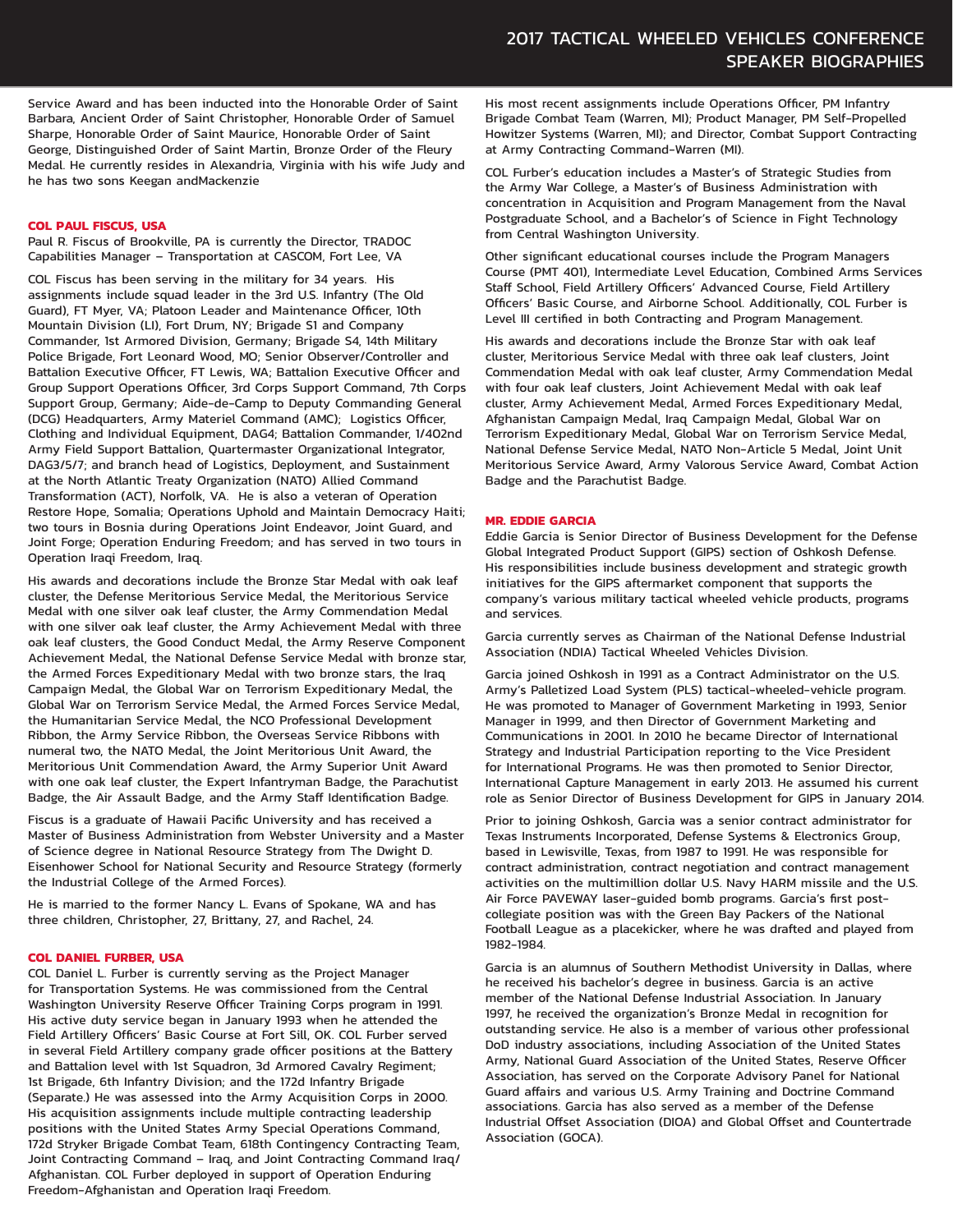Service Award and has been inducted into the Honorable Order of Saint Barbara, Ancient Order of Saint Christopher, Honorable Order of Samuel Sharpe, Honorable Order of Saint Maurice, Honorable Order of Saint George, Distinguished Order of Saint Martin, Bronze Order of the Fleury Medal. He currently resides in Alexandria, Virginia with his wife Judy and he has two sons Keegan andMackenzie

**COL PAUL FISCUS, USA**

Paul R. Fiscus of Brookville, PA is currently the Director, TRADOC Capabilities Manager – Transportation at CASCOM, Fort Lee, VA

COL Fiscus has been serving in the military for 34 years. His assignments include squad leader in the 3rd U.S. Infantry (The Old Guard), FT Myer, VA; Platoon Leader and Maintenance Officer, 10th Mountain Division (LI), Fort Drum, NY; Brigade S1 and Company Commander, 1st Armored Division, Germany; Brigade S4, 14th Military Police Brigade, Fort Leonard Wood, MO; Senior Observer/Controller and Battalion Executive Officer, FT Lewis, WA; Battalion Executive Officer and Group Support Operations Officer, 3rd Corps Support Command, 7th Corps Support Group, Germany; Aide-de-Camp to Deputy Commanding General (DCG) Headquarters, Army Materiel Command (AMC); Logistics Officer, Clothing and Individual Equipment, DAG4; Battalion Commander, 1/402nd Army Field Support Battalion, Quartermaster Organizational Integrator, DAG3/5/7; and branch head of Logistics, Deployment, and Sustainment at the North Atlantic Treaty Organization (NATO) Allied Command Transformation (ACT), Norfolk, VA. He is also a veteran of Operation Restore Hope, Somalia; Operations Uphold and Maintain Democracy Haiti; two tours in Bosnia during Operations Joint Endeavor, Joint Guard, and Joint Forge; Operation Enduring Freedom; and has served in two tours in Operation Iraqi Freedom, Iraq.

His awards and decorations include the Bronze Star Medal with oak leaf cluster, the Defense Meritorious Service Medal, the Meritorious Service Medal with one silver oak leaf cluster, the Army Commendation Medal with one silver oak leaf cluster, the Army Achievement Medal with three oak leaf clusters, the Good Conduct Medal, the Army Reserve Component Achievement Medal, the National Defense Service Medal with bronze star, the Armed Forces Expeditionary Medal with two bronze stars, the Iraq Campaign Medal, the Global War on Terrorism Expeditionary Medal, the Global War on Terrorism Service Medal, the Armed Forces Service Medal, the Humanitarian Service Medal, the NCO Professional Development Ribbon, the Army Service Ribbon, the Overseas Service Ribbons with numeral two, the NATO Medal, the Joint Meritorious Unit Award, the Meritorious Unit Commendation Award, the Army Superior Unit Award with one oak leaf cluster, the Expert Infantryman Badge, the Parachutist Badge, the Air Assault Badge, and the Army Staff Identification Badge.

Fiscus is a graduate of Hawaii Pacific University and has received a Master of Business Administration from Webster University and a Master of Science degree in National Resource Strategy from The Dwight D. Eisenhower School for National Security and Resource Strategy (formerly the Industrial College of the Armed Forces).

He is married to the former Nancy L. Evans of Spokane, WA and has three children, Christopher, 27, Brittany, 27, and Rachel, 24.

**COL DANIEL FURBER, USA**

COL Daniel L. Furber is currently serving as the Project Manager for Transportation Systems. He was commissioned from the Central Washington University Reserve Officer Training Corps program in 1991. His active duty service began in January 1993 when he attended the Field Artillery Officers' Basic Course at Fort Sill, OK. COL Furber served in several Field Artillery company grade officer positions at the Battery and Battalion level with 1st Squadron, 3d Armored Cavalry Regiment; 1st Brigade, 6th Infantry Division; and the 172d Infantry Brigade (Separate.) He was assessed into the Army Acquisition Corps in 2000. His acquisition assignments include multiple contracting leadership positions with the United States Army Special Operations Command, 172d Stryker Brigade Combat Team, 618th Contingency Contracting Team, Joint Contracting Command – Iraq, and Joint Contracting Command Iraq/Afghanistan. COL Furber deployed in support of Operation Enduring Freedom-Afghanistan and Operation Iraqi Freedom.

His most recent assignments include Operations Officer, PM Infantry Brigade Combat Team (Warren, MI); Product Manager, PM Self-Propelled Howitzer Systems (Warren, MI); and Director, Combat Support Contracting at Army Contracting Command-Warren (MI).

COL Furber's education includes a Master's of Strategic Studies from the Army War College, a Master's of Business Administration with concentration in Acquisition and Program Management from the Naval Postgraduate School, and a Bachelor's of Science in Fight Technology from Central Washington University.

Other significant educational courses include the Program Managers Course (PMT 401), Intermediate Level Education, Combined Arms Services Staff School, Field Artillery Officers' Advanced Course, Field Artillery Officers' Basic Course, and Airborne School. Additionally, COL Furber is Level III certified in both Contracting and Program Management.

His awards and decorations include the Bronze Star with oak leaf cluster, Meritorious Service Medal with three oak leaf clusters, Joint Commendation Medal with oak leaf cluster, Army Commendation Medal with four oak leaf clusters, Joint Achievement Medal with oak leaf cluster, Army Achievement Medal, Armed Forces Expeditionary Medal, Afghanistan Campaign Medal, Iraq Campaign Medal, Global War on Terrorism Expeditionary Medal, Global War on Terrorism Service Medal, National Defense Service Medal, NATO Non-Article 5 Medal, Joint Unit Meritorious Service Award, Army Valorous Service Award, Combat Action Badge and the Parachutist Badge.

**MR. EDDIE GARCIA**

Eddie Garcia is Senior Director of Business Development for the Defense Global Integrated Product Support (GIPS) section of Oshkosh Defense. His responsibilities include business development and strategic growth initiatives for the GIPS aftermarket component that supports the company's various military tactical wheeled vehicle products, programs and services.

Garcia currently serves as Chairman of the National Defense Industrial Association (NDIA) Tactical Wheeled Vehicles Division.

Garcia joined Oshkosh in 1991 as a Contract Administrator on the U.S. Army's Palletized Load System (PLS) tactical-wheeled-vehicle program. He was promoted to Manager of Government Marketing in 1993, Senior Manager in 1999, and then Director of Government Marketing and Communications in 2001. In 2010 he became Director of International Strategy and Industrial Participation reporting to the Vice President for International Programs. He was then promoted to Senior Director, International Capture Management in early 2013. He assumed his current role as Senior Director of Business Development for GIPS in January 2014.

Prior to joining Oshkosh, Garcia was a senior contract administrator for Texas Instruments Incorporated, Defense Systems & Electronics Group, based in Lewisville, Texas, from 1987 to 1991. He was responsible for contract administration, contract negotiation and contract management activities on the multimillion dollar U.S. Navy HARM missile and the U.S. Air Force PAVEWAY laser-guided bomb programs. Garcia's first post-collegiate position was with the Green Bay Packers of the National Football League as a placekicker, where he was drafted and played from 1982-1984.

Garcia is an alumnus of Southern Methodist University in Dallas, where he received his bachelor's degree in business. Garcia is an active member of the National Defense Industrial Association. In January 1997, he received the organization's Bronze Medal in recognition for outstanding service. He also is a member of various other professional DoD industry associations, including Association of the United States Army, National Guard Association of the United States, Reserve Officer Association, has served on the Corporate Advisory Panel for National Guard affairs and various U.S. Army Training and Doctrine Command associations. Garcia has also served as a member of the Defense Industrial Offset Association (DIOA) and Global Offset and Countertrade Association (GOCA).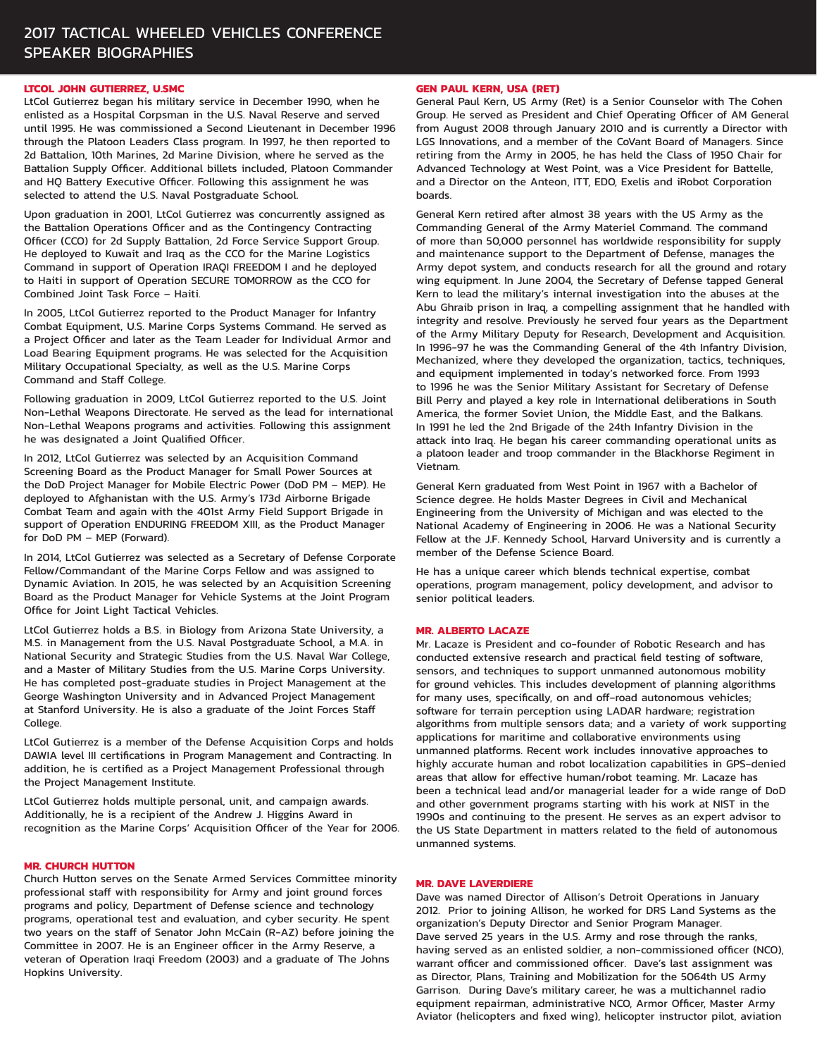# 2017 TACTICAL WHEELED VEHICLES CONFERENCE SPEAKER BIOGRAPHIES

**LTCOL JOHN GUTIERREZ, U.SMC**

LtCol Gutierrez began his military service in December 1990, when he enlisted as a Hospital Corpsman in the U.S. Naval Reserve and served until 1995. He was commissioned a Second Lieutenant in December 1996 through the Platoon Leaders Class program. In 1997, he then reported to 2d Battalion, 10th Marines, 2d Marine Division, where he served as the Battalion Supply Officer. Additional billets included, Platoon Commander and HQ Battery Executive Officer. Following this assignment he was selected to attend the U.S. Naval Postgraduate School.

Upon graduation in 2001, LtCol Gutierrez was concurrently assigned as the Battalion Operations Officer and as the Contingency Contracting Officer (CCO) for 2d Supply Battalion, 2d Force Service Support Group. He deployed to Kuwait and Iraq as the CCO for the Marine Logistics Command in support of Operation IRAQI FREEDOM I and he deployed to Haiti in support of Operation SECURE TOMORROW as the CCO for Combined Joint Task Force – Haiti.

In 2005, LtCol Gutierrez reported to the Product Manager for Infantry Combat Equipment, U.S. Marine Corps Systems Command. He served as a Project Officer and later as the Team Leader for Individual Armor and Load Bearing Equipment programs. He was selected for the Acquisition Military Occupational Specialty, as well as the U.S. Marine Corps Command and Staff College.

Following graduation in 2009, LtCol Gutierrez reported to the U.S. Joint Non-Lethal Weapons Directorate. He served as the lead for international Non-Lethal Weapons programs and activities. Following this assignment he was designated a Joint Qualified Officer.

In 2012, LtCol Gutierrez was selected by an Acquisition Command Screening Board as the Product Manager for Small Power Sources at the DoD Project Manager for Mobile Electric Power (DoD PM – MEP). He deployed to Afghanistan with the U.S. Army's 173d Airborne Brigade Combat Team and again with the 401st Army Field Support Brigade in support of Operation ENDURING FREEDOM XIII, as the Product Manager for DoD PM – MEP (Forward).

In 2014, LtCol Gutierrez was selected as a Secretary of Defense Corporate Fellow/Commandant of the Marine Corps Fellow and was assigned to Dynamic Aviation. In 2015, he was selected by an Acquisition Screening Board as the Product Manager for Vehicle Systems at the Joint Program Office for Joint Light Tactical Vehicles.

LtCol Gutierrez holds a B.S. in Biology from Arizona State University, a M.S. in Management from the U.S. Naval Postgraduate School, a M.A. in National Security and Strategic Studies from the U.S. Naval War College, and a Master of Military Studies from the U.S. Marine Corps University. He has completed post-graduate studies in Project Management at the George Washington University and in Advanced Project Management at Stanford University. He is also a graduate of the Joint Forces Staff College.

LtCol Gutierrez is a member of the Defense Acquisition Corps and holds DAWIA level III certifications in Program Management and Contracting. In addition, he is certified as a Project Management Professional through the Project Management Institute.

LtCol Gutierrez holds multiple personal, unit, and campaign awards. Additionally, he is a recipient of the Andrew J. Higgins Award in recognition as the Marine Corps' Acquisition Officer of the Year for 2006.

**MR. CHURCH HUTTON**

Church Hutton serves on the Senate Armed Services Committee minority professional staff with responsibility for Army and joint ground forces programs and policy, Department of Defense science and technology programs, operational test and evaluation, and cyber security. He spent two years on the staff of Senator John McCain (R-AZ) before joining the Committee in 2007. He is an Engineer officer in the Army Reserve, a veteran of Operation Iraqi Freedom (2003) and a graduate of The Johns Hopkins University.

**GEN PAUL KERN, USA (RET)**

General Paul Kern, US Army (Ret) is a Senior Counselor with The Cohen Group. He served as President and Chief Operating Officer of AM General from August 2008 through January 2010 and is currently a Director with LGS Innovations, and a member of the CoVant Board of Managers. Since retiring from the Army in 2005, he has held the Class of 1950 Chair for Advanced Technology at West Point, was a Vice President for Battelle, and a Director on the Anteon, ITT, EDO, Exelis and iRobot Corporation boards.

General Kern retired after almost 38 years with the US Army as the Commanding General of the Army Materiel Command. The command of more than 50,000 personnel has worldwide responsibility for supply and maintenance support to the Department of Defense, manages the Army depot system, and conducts research for all the ground and rotary wing equipment. In June 2004, the Secretary of Defense tapped General Kern to lead the military's internal investigation into the abuses at the Abu Ghraib prison in Iraq, a compelling assignment that he handled with integrity and resolve. Previously he served four years as the Department of the Army Military Deputy for Research, Development and Acquisition. In 1996-97 he was the Commanding General of the 4th Infantry Division, Mechanized, where they developed the organization, tactics, techniques, and equipment implemented in today's networked force. From 1993 to 1996 he was the Senior Military Assistant for Secretary of Defense Bill Perry and played a key role in International deliberations in South America, the former Soviet Union, the Middle East, and the Balkans. In 1991 he led the 2nd Brigade of the 24th Infantry Division in the attack into Iraq. He began his career commanding operational units as a platoon leader and troop commander in the Blackhorse Regiment in Vietnam.

General Kern graduated from West Point in 1967 with a Bachelor of Science degree. He holds Master Degrees in Civil and Mechanical Engineering from the University of Michigan and was elected to the National Academy of Engineering in 2006. He was a National Security Fellow at the J.F. Kennedy School, Harvard University and is currently a member of the Defense Science Board.

He has a unique career which blends technical expertise, combat operations, program management, policy development, and advisor to senior political leaders.

**MR. ALBERTO LACAZE**

Mr. Lacaze is President and co-founder of Robotic Research and has conducted extensive research and practical field testing of software, sensors, and techniques to support unmanned autonomous mobility for ground vehicles. This includes development of planning algorithms for many uses, specifically, on and off-road autonomous vehicles; software for terrain perception using LADAR hardware; registration algorithms from multiple sensors data; and a variety of work supporting applications for maritime and collaborative environments using unmanned platforms. Recent work includes innovative approaches to highly accurate human and robot localization capabilities in GPS-denied areas that allow for effective human/robot teaming. Mr. Lacaze has been a technical lead and/or managerial leader for a wide range of DoD and other government programs starting with his work at NIST in the 1990s and continuing to the present. He serves as an expert advisor to the US State Department in matters related to the field of autonomous unmanned systems.

**MR. DAVE LAVERDIERE**

Dave was named Director of Allison's Detroit Operations in January 2012. Prior to joining Allison, he worked for DRS Land Systems as the organization's Deputy Director and Senior Program Manager. Dave served 25 years in the U.S. Army and rose through the ranks, having served as an enlisted soldier, a non-commissioned officer (NCO), warrant officer and commissioned officer. Dave's last assignment was as Director, Plans, Training and Mobilization for the 5064th US Army Garrison. During Dave's military career, he was a multichannel radio equipment repairman, administrative NCO, Armor Officer, Master Army Aviator (helicopters and fixed wing), helicopter instructor pilot, aviation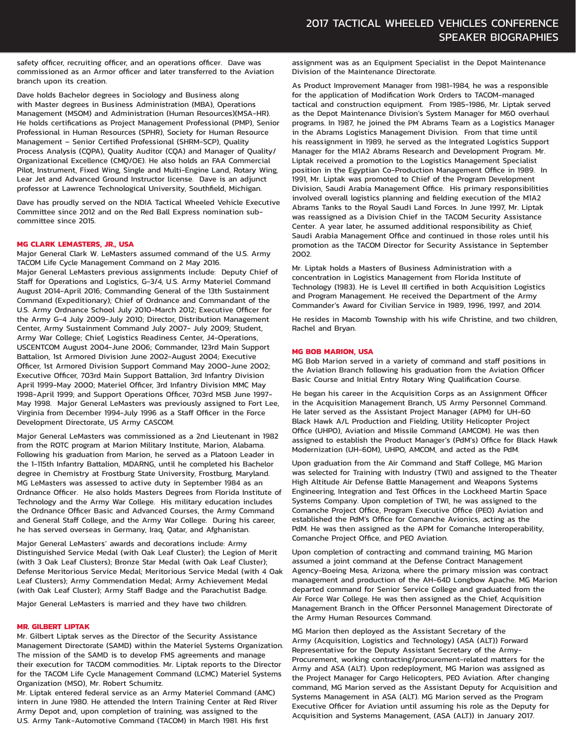safety officer, recruiting officer, and an operations officer. Dave was commissioned as an Armor officer and later transferred to the Aviation branch upon its creation.

Dave holds Bachelor degrees in Sociology and Business along with Master degrees in Business Administration (MBA), Operations Management (MSOM) and Administration (Human Resources)(MSA-HR). He holds certifications as Project Management Professional (PMP), Senior Professional in Human Resources (SPHR), Society for Human Resource Management – Senior Certified Professional (SHRM-SCP), Quality Process Analysis (CQPA), Quality Auditor (CQA) and Manager of Quality/Organizational Excellence (CMQ/OE). He also holds an FAA Commercial Pilot, Instrument, Fixed Wing, Single and Multi-Engine Land, Rotary Wing, Lear Jet and Advanced Ground Instructor license. Dave is an adjunct professor at Lawrence Technological University, Southfield, Michigan.

Dave has proudly served on the NDIA Tactical Wheeled Vehicle Executive Committee since 2012 and on the Red Ball Express nomination sub-committee since 2015.

### MG CLARK LEMASTERS, JR., USA

Major General Clark W. LeMasters assumed command of the U.S. Army TACOM Life Cycle Management Command on 2 May 2016.

Major General LeMasters previous assignments include: Deputy Chief of Staff for Operations and Logistics, G-3/4, U.S. Army Materiel Command August 2014-April 2016; Commanding General of the 13th Sustainment Command (Expeditionary); Chief of Ordnance and Commandant of the U.S. Army Ordnance School July 2010-March 2012; Executive Officer for the Army G-4 July 2009-July 2010; Director, Distribution Management Center, Army Sustainment Command July 2007- July 2009; Student, Army War College; Chief, Logistics Readiness Center, J4-Operations, USCENTCOM August 2004-June 2006; Commander, 123rd Main Support Battalion, 1st Armored Division June 2002-August 2004; Executive Officer, 1st Armored Division Support Command May 2000-June 2002; Executive Officer, 703rd Main Support Battalion, 3rd Infantry Division April 1999-May 2000; Materiel Officer, 3rd Infantry Division MMC May 1998-April 1999; and Support Operations Officer, 703rd MSB June 1997-May 1998. Major General LeMasters was previously assigned to Fort Lee, Virginia from December 1994-July 1996 as a Staff Officer in the Force Development Directorate, US Army CASCOM.

Major General LeMasters was commissioned as a 2nd Lieutenant in 1982 from the ROTC program at Marion Military Institute, Marion, Alabama. Following his graduation from Marion, he served as a Platoon Leader in the 1-115th Infantry Battalion, MDARNG, until he completed his Bachelor degree in Chemistry at Frostburg State University, Frostburg, Maryland. MG LeMasters was assessed to active duty in September 1984 as an Ordnance Officer. He also holds Masters Degrees from Florida Institute of Technology and the Army War College. His military education includes the Ordnance Officer Basic and Advanced Courses, the Army Command and General Staff College, and the Army War College. During his career, he has served overseas in Germany, Iraq, Qatar, and Afghanistan.

Major General LeMasters' awards and decorations include: Army Distinguished Service Medal (with Oak Leaf Cluster); the Legion of Merit (with 3 Oak Leaf Clusters); Bronze Star Medal (with Oak Leaf Cluster); Defense Meritorious Service Medal; Meritorious Service Medal (with 4 Oak Leaf Clusters); Army Commendation Medal; Army Achievement Medal (with Oak Leaf Cluster); Army Staff Badge and the Parachutist Badge.

Major General LeMasters is married and they have two children.

### MR. GILBERT LIPTAK

Mr. Gilbert Liptak serves as the Director of the Security Assistance Management Directorate (SAMD) within the Materiel Systems Organization. The mission of the SAMD is to develop FMS agreements and manage their execution for TACOM commodities. Mr. Liptak reports to the Director for the TACOM Life Cycle Management Command (LCMC) Materiel Systems Organization (MSO), Mr. Robert Schumitz.

Mr. Liptak entered federal service as an Army Materiel Command (AMC) intern in June 1980. He attended the Intern Training Center at Red River Army Depot and, upon completion of training, was assigned to the U.S. Army Tank-Automotive Command (TACOM) in March 1981. His first assignment was as an Equipment Specialist in the Depot Maintenance Division of the Maintenance Directorate.

As Product Improvement Manager from 1981-1984, he was a responsible for the application of Modification Work Orders to TACOM-managed tactical and construction equipment. From 1985-1986, Mr. Liptak served as the Depot Maintenance Division's System Manager for M60 overhaul programs. In 1987, he joined the PM Abrams Team as a Logistics Manager in the Abrams Logistics Management Division. From that time until his reassignment in 1989, he served as the Integrated Logistics Support Manager for the M1A2 Abrams Research and Development Program. Mr. Liptak received a promotion to the Logistics Management Specialist position in the Egyptian Co-Production Management Office in 1989. In 1991, Mr. Liptak was promoted to Chief of the Program Development Division, Saudi Arabia Management Office. His primary responsibilities involved overall logistics planning and fielding execution of the M1A2 Abrams Tanks to the Royal Saudi Land Forces. In June 1997, Mr. Liptak was reassigned as a Division Chief in the TACOM Security Assistance Center. A year later, he assumed additional responsibility as Chief, Saudi Arabia Management Office and continued in those roles until his promotion as the TACOM Director for Security Assistance in September 2002.

Mr. Liptak holds a Masters of Business Administration with a concentration in Logistics Management from Florida Institute of Technology (1983). He is Level III certified in both Acquisition Logistics and Program Management. He received the Department of the Army Commander's Award for Civilian Service in 1989, 1996, 1997, and 2014.

He resides in Macomb Township with his wife Christine, and two children, Rachel and Bryan.

### MG BOB MARION, USA

MG Bob Marion served in a variety of command and staff positions in the Aviation Branch following his graduation from the Aviation Officer Basic Course and Initial Entry Rotary Wing Qualification Course.

He began his career in the Acquisition Corps as an Assignment Officer in the Acquisition Management Branch, US Army Personnel Command. He later served as the Assistant Project Manager (APM) for UH-60 Black Hawk A/L Production and Fielding, Utility Helicopter Project Office (UHPO), Aviation and Missile Command (AMCOM). He was then assigned to establish the Product Manager's (PdM's) Office for Black Hawk Modernization (UH-60M), UHPO, AMCOM, and acted as the PdM.

Upon graduation from the Air Command and Staff College, MG Marion was selected for Training with Industry (TWI) and assigned to the Theater High Altitude Air Defense Battle Management and Weapons Systems Engineering, Integration and Test Offices in the Lockheed Martin Space Systems Company. Upon completion of TWI, he was assigned to the Comanche Project Office, Program Executive Office (PEO) Aviation and established the PdM's Office for Comanche Avionics, acting as the PdM. He was then assigned as the APM for Comanche Interoperability, Comanche Project Office, and PEO Aviation.

Upon completion of contracting and command training, MG Marion assumed a joint command at the Defense Contract Management Agency-Boeing Mesa, Arizona, where the primary mission was contract management and production of the AH-64D Longbow Apache. MG Marion departed command for Senior Service College and graduated from the Air Force War College. He was then assigned as the Chief, Acquisition Management Branch in the Officer Personnel Management Directorate of the Army Human Resources Command.

MG Marion then deployed as the Assistant Secretary of the Army (Acquisition, Logistics and Technology) (ASA (ALT)) Forward Representative for the Deputy Assistant Secretary of the Army-Procurement, working contracting/procurement-related matters for the Army and ASA (ALT). Upon redeployment, MG Marion was assigned as the Project Manager for Cargo Helicopters, PEO Aviation. After changing command, MG Marion served as the Assistant Deputy for Acquisition and Systems Management in ASA (ALT). MG Marion served as the Program Executive Officer for Aviation until assuming his role as the Deputy for Acquisition and Systems Management, (ASA (ALT)) in January 2017.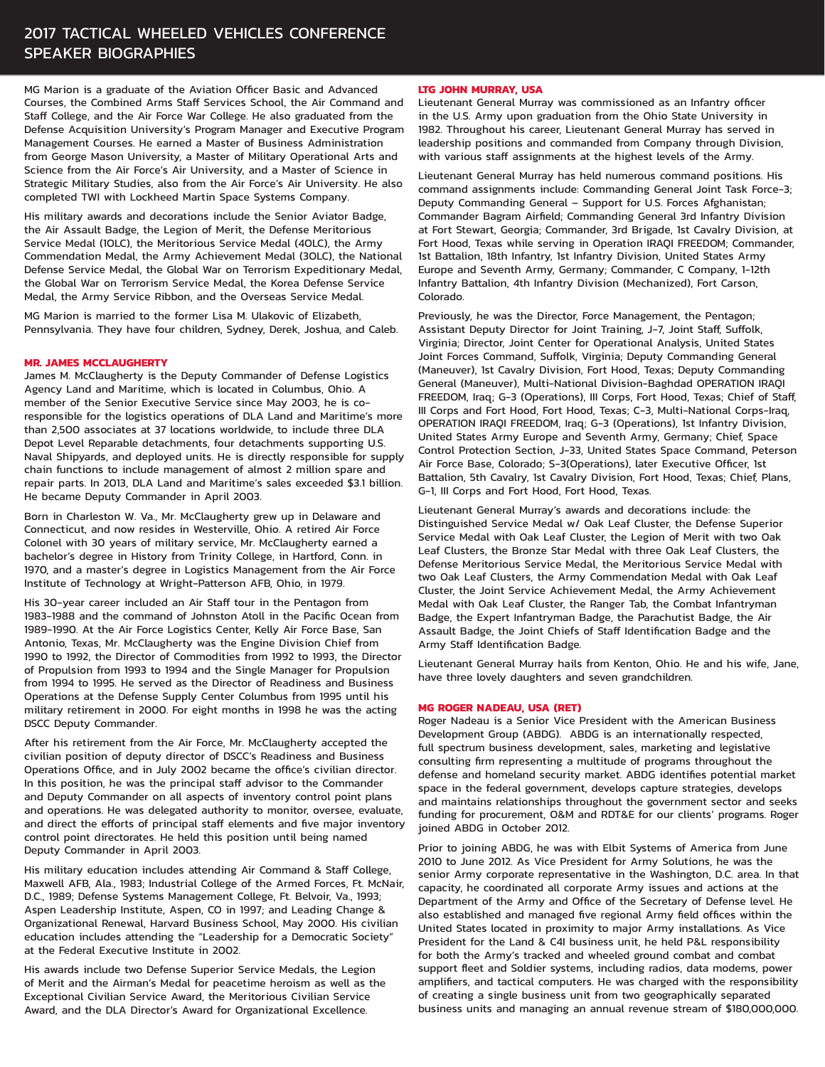MG Marion is a graduate of the Aviation Officer Basic and Advanced Courses, the Combined Arms Staff Services School, the Air Command and Staff College, and the Air Force War College. He also graduated from the Defense Acquisition University's Program Manager and Executive Program Management Courses. He earned a Master of Business Administration from George Mason University, a Master of Military Operational Arts and Science from the Air Force's Air University, and a Master of Science in Strategic Military Studies, also from the Air Force's Air University. He also completed TWI with Lockheed Martin Space Systems Company.

His military awards and decorations include the Senior Aviator Badge, the Air Assault Badge, the Legion of Merit, the Defense Meritorious Service Medal (1OLC), the Meritorious Service Medal (4OLC), the Army Commendation Medal, the Army Achievement Medal (3OLC), the National Defense Service Medal, the Global War on Terrorism Expeditionary Medal, the Global War on Terrorism Service Medal, the Korea Defense Service Medal, the Army Service Ribbon, and the Overseas Service Medal.

MG Marion is married to the former Lisa M. Ulakovic of Elizabeth, Pennsylvania. They have four children, Sydney, Derek, Joshua, and Caleb.

### MR. JAMES MCCLAUGHERTY

James M. McClaugherty is the Deputy Commander of Defense Logistics Agency Land and Maritime, which is located in Columbus, Ohio. A member of the Senior Executive Service since May 2003, he is co-responsible for the logistics operations of DLA Land and Maritime's more than 2,500 associates at 37 locations worldwide, to include three DLA Depot Level Reparable detachments, four detachments supporting U.S. Naval Shipyards, and deployed units. He is directly responsible for supply chain functions to include management of almost 2 million spare and repair parts. In 2013, DLA Land and Maritime's sales exceeded $3.1 billion. He became Deputy Commander in April 2003.

Born in Charleston W. Va., Mr. McClaugherty grew up in Delaware and Connecticut, and now resides in Westerville, Ohio. A retired Air Force Colonel with 30 years of military service, Mr. McClaugherty earned a bachelor's degree in History from Trinity College, in Hartford, Conn. in 1970, and a master's degree in Logistics Management from the Air Force Institute of Technology at Wright-Patterson AFB, Ohio, in 1979.

His 30-year career included an Air Staff tour in the Pentagon from 1983-1988 and the command of Johnston Atoll in the Pacific Ocean from 1989-1990. At the Air Force Logistics Center, Kelly Air Force Base, San Antonio, Texas, Mr. McClaugherty was the Engine Division Chief from 1990 to 1992, the Director of Commodities from 1992 to 1993, the Director of Propulsion from 1993 to 1994 and the Single Manager for Propulsion from 1994 to 1995. He served as the Director of Readiness and Business Operations at the Defense Supply Center Columbus from 1995 until his military retirement in 2000. For eight months in 1998 he was the acting DSCC Deputy Commander.

After his retirement from the Air Force, Mr. McClaugherty accepted the civilian position of deputy director of DSCC's Readiness and Business Operations Office, and in July 2002 became the office's civilian director. In this position, he was the principal staff advisor to the Commander and Deputy Commander on all aspects of inventory control point plans and operations. He was delegated authority to monitor, oversee, evaluate, and direct the efforts of principal staff elements and five major inventory control point directorates. He held this position until being named Deputy Commander in April 2003.

His military education includes attending Air Command & Staff College, Maxwell AFB, Ala., 1983; Industrial College of the Armed Forces, Ft. McNair, D.C., 1989; Defense Systems Management College, Ft. Belvoir, Va., 1993; Aspen Leadership Institute, Aspen, CO in 1997; and Leading Change & Organizational Renewal, Harvard Business School, May 2000. His civilian education includes attending the "Leadership for a Democratic Society" at the Federal Executive Institute in 2002.

His awards include two Defense Superior Service Medals, the Legion of Merit and the Airman's Medal for peacetime heroism as well as the Exceptional Civilian Service Award, the Meritorious Civilian Service Award, and the DLA Director's Award for Organizational Excellence.

### LTG JOHN MURRAY, USA

Lieutenant General Murray was commissioned as an Infantry officer in the U.S. Army upon graduation from the Ohio State University in 1982. Throughout his career, Lieutenant General Murray has served in leadership positions and commanded from Company through Division, with various staff assignments at the highest levels of the Army.

Lieutenant General Murray has held numerous command positions. His command assignments include: Commanding General Joint Task Force-3; Deputy Commanding General – Support for U.S. Forces Afghanistan; Commander Bagram Airfield; Commanding General 3rd Infantry Division at Fort Stewart, Georgia; Commander, 3rd Brigade, 1st Cavalry Division, at Fort Hood, Texas while serving in Operation IRAQI FREEDOM; Commander, 1st Battalion, 18th Infantry, 1st Infantry Division, United States Army Europe and Seventh Army, Germany; Commander, C Company, 1-12th Infantry Battalion, 4th Infantry Division (Mechanized), Fort Carson, Colorado.

Previously, he was the Director, Force Management, the Pentagon; Assistant Deputy Director for Joint Training, J-7, Joint Staff, Suffolk, Virginia; Director, Joint Center for Operational Analysis, United States Joint Forces Command, Suffolk, Virginia; Deputy Commanding General (Maneuver), 1st Cavalry Division, Fort Hood, Texas; Deputy Commanding General (Maneuver), Multi-National Division-Baghdad OPERATION IRAQI FREEDOM, Iraq; G-3 (Operations), III Corps, Fort Hood, Texas; Chief of Staff, III Corps and Fort Hood, Fort Hood, Texas; C-3, Multi-National Corps-Iraq, OPERATION IRAQI FREEDOM, Iraq; G-3 (Operations), 1st Infantry Division, United States Army Europe and Seventh Army, Germany; Chief, Space Control Protection Section, J-33, United States Space Command, Peterson Air Force Base, Colorado; S-3(Operations), later Executive Officer, 1st Battalion, 5th Cavalry, 1st Cavalry Division, Fort Hood, Texas; Chief, Plans, G-1, III Corps and Fort Hood, Fort Hood, Texas.

Lieutenant General Murray's awards and decorations include: the Distinguished Service Medal w/ Oak Leaf Cluster, the Defense Superior Service Medal with Oak Leaf Cluster, the Legion of Merit with two Oak Leaf Clusters, the Bronze Star Medal with three Oak Leaf Clusters, the Defense Meritorious Service Medal, the Meritorious Service Medal with two Oak Leaf Clusters, the Army Commendation Medal with Oak Leaf Cluster, the Joint Service Achievement Medal, the Army Achievement Medal with Oak Leaf Cluster, the Ranger Tab, the Combat Infantryman Badge, the Expert Infantryman Badge, the Parachutist Badge, the Air Assault Badge, the Joint Chiefs of Staff Identification Badge and the Army Staff Identification Badge.

Lieutenant General Murray hails from Kenton, Ohio. He and his wife, Jane, have three lovely daughters and seven grandchildren.

### MG ROGER NADEAU, USA (RET)

Roger Nadeau is a Senior Vice President with the American Business Development Group (ABDG). ABDG is an internationally respected, full spectrum business development, sales, marketing and legislative consulting firm representing a multitude of programs throughout the defense and homeland security market. ABDG identifies potential market space in the federal government, develops capture strategies, develops and maintains relationships throughout the government sector and seeks funding for procurement, O&M and RDT&E for our clients' programs. Roger joined ABDG in October 2012.

Prior to joining ABDG, he was with Elbit Systems of America from June 2010 to June 2012. As Vice President for Army Solutions, he was the senior Army corporate representative in the Washington, D.C. area. In that capacity, he coordinated all corporate Army issues and actions at the Department of the Army and Office of the Secretary of Defense level. He also established and managed five regional Army field offices within the United States located in proximity to major Army installations. As Vice President for the Land & C4I business unit, he held P&L responsibility for both the Army's tracked and wheeled ground combat and combat support fleet and Soldier systems, including radios, data modems, power amplifiers, and tactical computers. He was charged with the responsibility of creating a single business unit from two geographically separated business units and managing an annual revenue stream of $180,000,000.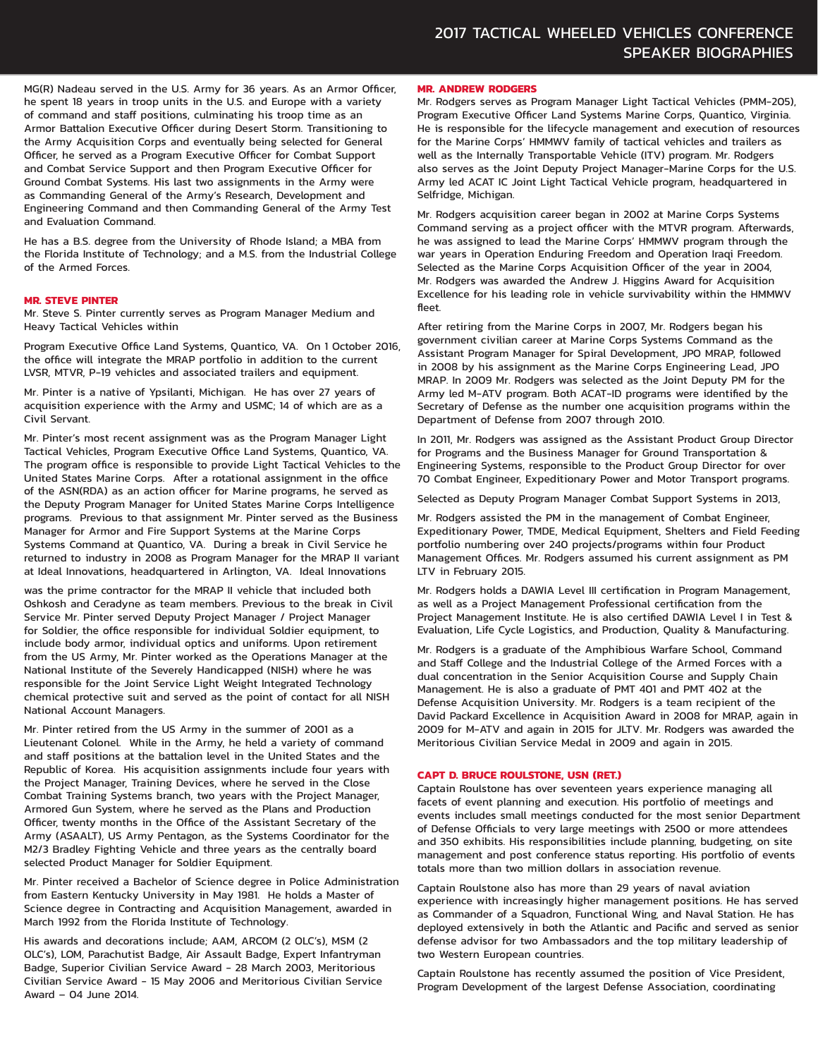MG(R) Nadeau served in the U.S. Army for 36 years. As an Armor Officer, he spent 18 years in troop units in the U.S. and Europe with a variety of command and staff positions, culminating his troop time as an Armor Battalion Executive Officer during Desert Storm. Transitioning to the Army Acquisition Corps and eventually being selected for General Officer, he served as a Program Executive Officer for Combat Support and Combat Service Support and then Program Executive Officer for Ground Combat Systems. His last two assignments in the Army were as Commanding General of the Army's Research, Development and Engineering Command and then Commanding General of the Army Test and Evaluation Command.

He has a B.S. degree from the University of Rhode Island; a MBA from the Florida Institute of Technology; and a M.S. from the Industrial College of the Armed Forces.

**MR. STEVE PINTER**

Mr. Steve S. Pinter currently serves as Program Manager Medium and Heavy Tactical Vehicles within

Program Executive Office Land Systems, Quantico, VA. On 1 October 2016, the office will integrate the MRAP portfolio in addition to the current LVSR, MTVR, P-19 vehicles and associated trailers and equipment.

Mr. Pinter is a native of Ypsilanti, Michigan. He has over 27 years of acquisition experience with the Army and USMC; 14 of which are as a Civil Servant.

Mr. Pinter's most recent assignment was as the Program Manager Light Tactical Vehicles, Program Executive Office Land Systems, Quantico, VA. The program office is responsible to provide Light Tactical Vehicles to the United States Marine Corps. After a rotational assignment in the office of the ASN(RDA) as an action officer for Marine programs, he served as the Deputy Program Manager for United States Marine Corps Intelligence programs. Previous to that assignment Mr. Pinter served as the Business Manager for Armor and Fire Support Systems at the Marine Corps Systems Command at Quantico, VA. During a break in Civil Service he returned to industry in 2008 as Program Manager for the MRAP II variant at Ideal Innovations, headquartered in Arlington, VA. Ideal Innovations

was the prime contractor for the MRAP II vehicle that included both Oshkosh and Ceradyne as team members. Previous to the break in Civil Service Mr. Pinter served Deputy Project Manager / Project Manager for Soldier, the office responsible for individual Soldier equipment, to include body armor, individual optics and uniforms. Upon retirement from the US Army, Mr. Pinter worked as the Operations Manager at the National Institute of the Severely Handicapped (NISH) where he was responsible for the Joint Service Light Weight Integrated Technology chemical protective suit and served as the point of contact for all NISH National Account Managers.

Mr. Pinter retired from the US Army in the summer of 2001 as a Lieutenant Colonel. While in the Army, he held a variety of command and staff positions at the battalion level in the United States and the Republic of Korea. His acquisition assignments include four years with the Project Manager, Training Devices, where he served in the Close Combat Training Systems branch, two years with the Project Manager, Armored Gun System, where he served as the Plans and Production Officer, twenty months in the Office of the Assistant Secretary of the Army (ASAALT), US Army Pentagon, as the Systems Coordinator for the M2/3 Bradley Fighting Vehicle and three years as the centrally board selected Product Manager for Soldier Equipment.

Mr. Pinter received a Bachelor of Science degree in Police Administration from Eastern Kentucky University in May 1981. He holds a Master of Science degree in Contracting and Acquisition Management, awarded in March 1992 from the Florida Institute of Technology.

His awards and decorations include; AAM, ARCOM (2 OLC's), MSM (2 OLC's), LOM, Parachutist Badge, Air Assault Badge, Expert Infantryman Badge, Superior Civilian Service Award - 28 March 2003, Meritorious Civilian Service Award - 15 May 2006 and Meritorious Civilian Service Award – 04 June 2014.

**MR. ANDREW RODGERS**

Mr. Rodgers serves as Program Manager Light Tactical Vehicles (PMM-205), Program Executive Officer Land Systems Marine Corps, Quantico, Virginia. He is responsible for the lifecycle management and execution of resources for the Marine Corps' HMMWV family of tactical vehicles and trailers as well as the Internally Transportable Vehicle (ITV) program. Mr. Rodgers also serves as the Joint Deputy Project Manager-Marine Corps for the U.S. Army led ACAT IC Joint Light Tactical Vehicle program, headquartered in Selfridge, Michigan.

Mr. Rodgers acquisition career began in 2002 at Marine Corps Systems Command serving as a project officer with the MTVR program. Afterwards, he was assigned to lead the Marine Corps' HMMWV program through the war years in Operation Enduring Freedom and Operation Iraqi Freedom. Selected as the Marine Corps Acquisition Officer of the year in 2004, Mr. Rodgers was awarded the Andrew J. Higgins Award for Acquisition Excellence for his leading role in vehicle survivability within the HMMWV fleet.

After retiring from the Marine Corps in 2007, Mr. Rodgers began his government civilian career at Marine Corps Systems Command as the Assistant Program Manager for Spiral Development, JPO MRAP, followed in 2008 by his assignment as the Marine Corps Engineering Lead, JPO MRAP. In 2009 Mr. Rodgers was selected as the Joint Deputy PM for the Army led M-ATV program. Both ACAT-ID programs were identified by the Secretary of Defense as the number one acquisition programs within the Department of Defense from 2007 through 2010.

In 2011, Mr. Rodgers was assigned as the Assistant Product Group Director for Programs and the Business Manager for Ground Transportation & Engineering Systems, responsible to the Product Group Director for over 70 Combat Engineer, Expeditionary Power and Motor Transport programs.

Selected as Deputy Program Manager Combat Support Systems in 2013,

Mr. Rodgers assisted the PM in the management of Combat Engineer, Expeditionary Power, TMDE, Medical Equipment, Shelters and Field Feeding portfolio numbering over 240 projects/programs within four Product Management Offices. Mr. Rodgers assumed his current assignment as PM LTV in February 2015.

Mr. Rodgers holds a DAWIA Level III certification in Program Management, as well as a Project Management Professional certification from the Project Management Institute. He is also certified DAWIA Level I in Test & Evaluation, Life Cycle Logistics, and Production, Quality & Manufacturing.

Mr. Rodgers is a graduate of the Amphibious Warfare School, Command and Staff College and the Industrial College of the Armed Forces with a dual concentration in the Senior Acquisition Course and Supply Chain Management. He is also a graduate of PMT 401 and PMT 402 at the Defense Acquisition University. Mr. Rodgers is a team recipient of the David Packard Excellence in Acquisition Award in 2008 for MRAP, again in 2009 for M-ATV and again in 2015 for JLTV. Mr. Rodgers was awarded the Meritorious Civilian Service Medal in 2009 and again in 2015.

**CAPT D. BRUCE ROULSTONE, USN (RET.)**

Captain Roulstone has over seventeen years experience managing all facets of event planning and execution. His portfolio of meetings and events includes small meetings conducted for the most senior Department of Defense Officials to very large meetings with 2500 or more attendees and 350 exhibits. His responsibilities include planning, budgeting, on site management and post conference status reporting. His portfolio of events totals more than two million dollars in association revenue.

Captain Roulstone also has more than 29 years of naval aviation experience with increasingly higher management positions. He has served as Commander of a Squadron, Functional Wing, and Naval Station. He has deployed extensively in both the Atlantic and Pacific and served as senior defense advisor for two Ambassadors and the top military leadership of two Western European countries.

Captain Roulstone has recently assumed the position of Vice President, Program Development of the largest Defense Association, coordinating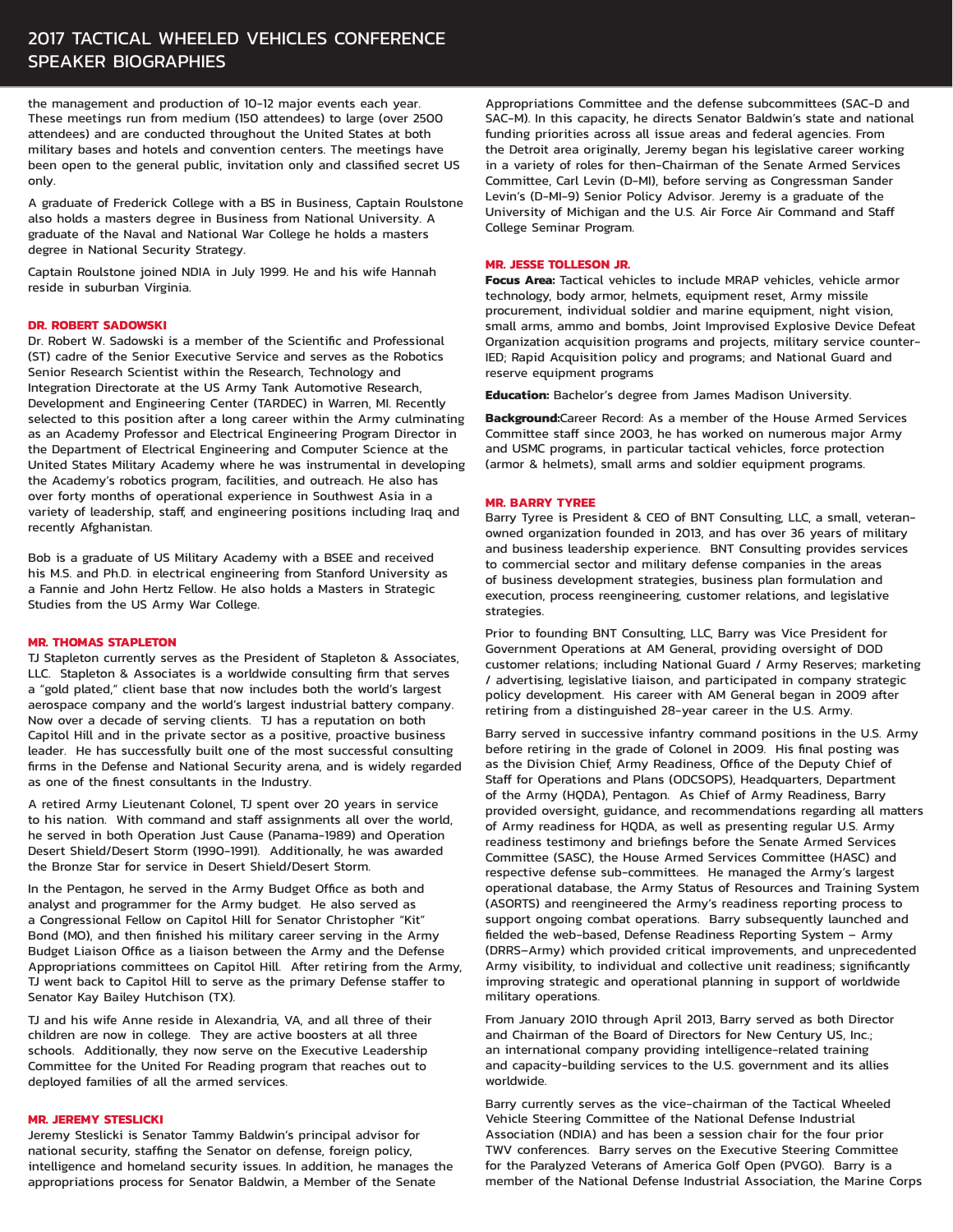the management and production of 10-12 major events each year. These meetings run from medium (150 attendees) to large (over 2500 attendees) and are conducted throughout the United States at both military bases and hotels and convention centers. The meetings have been open to the general public, invitation only and classified secret US only.

A graduate of Frederick College with a BS in Business, Captain Roulstone also holds a masters degree in Business from National University. A graduate of the Naval and National War College he holds a masters degree in National Security Strategy.

Captain Roulstone joined NDIA in July 1999. He and his wife Hannah reside in suburban Virginia.

### DR. ROBERT SADOWSKI

Dr. Robert W. Sadowski is a member of the Scientific and Professional (ST) cadre of the Senior Executive Service and serves as the Robotics Senior Research Scientist within the Research, Technology and Integration Directorate at the US Army Tank Automotive Research, Development and Engineering Center (TARDEC) in Warren, MI. Recently selected to this position after a long career within the Army culminating as an Academy Professor and Electrical Engineering Program Director in the Department of Electrical Engineering and Computer Science at the United States Military Academy where he was instrumental in developing the Academy's robotics program, facilities, and outreach. He also has over forty months of operational experience in Southwest Asia in a variety of leadership, staff, and engineering positions including Iraq and recently Afghanistan.

Bob is a graduate of US Military Academy with a BSEE and received his M.S. and Ph.D. in electrical engineering from Stanford University as a Fannie and John Hertz Fellow. He also holds a Masters in Strategic Studies from the US Army War College.

### MR. THOMAS STAPLETON

TJ Stapleton currently serves as the President of Stapleton & Associates, LLC. Stapleton & Associates is a worldwide consulting firm that serves a "gold plated," client base that now includes both the world's largest aerospace company and the world's largest industrial battery company. Now over a decade of serving clients. TJ has a reputation on both Capitol Hill and in the private sector as a positive, proactive business leader. He has successfully built one of the most successful consulting firms in the Defense and National Security arena, and is widely regarded as one of the finest consultants in the Industry.

A retired Army Lieutenant Colonel, TJ spent over 20 years in service to his nation. With command and staff assignments all over the world, he served in both Operation Just Cause (Panama-1989) and Operation Desert Shield/Desert Storm (1990-1991). Additionally, he was awarded the Bronze Star for service in Desert Shield/Desert Storm.

In the Pentagon, he served in the Army Budget Office as both and analyst and programmer for the Army budget. He also served as a Congressional Fellow on Capitol Hill for Senator Christopher "Kit" Bond (MO), and then finished his military career serving in the Army Budget Liaison Office as a liaison between the Army and the Defense Appropriations committees on Capitol Hill. After retiring from the Army, TJ went back to Capitol Hill to serve as the primary Defense staffer to Senator Kay Bailey Hutchison (TX).

TJ and his wife Anne reside in Alexandria, VA, and all three of their children are now in college. They are active boosters at all three schools. Additionally, they now serve on the Executive Leadership Committee for the United For Reading program that reaches out to deployed families of all the armed services.

### MR. JEREMY STESLICKI

Jeremy Steslicki is Senator Tammy Baldwin's principal advisor for national security, staffing the Senator on defense, foreign policy, intelligence and homeland security issues. In addition, he manages the appropriations process for Senator Baldwin, a Member of the Senate Appropriations Committee and the defense subcommittees (SAC-D and SAC-M). In this capacity, he directs Senator Baldwin's state and national funding priorities across all issue areas and federal agencies. From the Detroit area originally, Jeremy began his legislative career working in a variety of roles for then-Chairman of the Senate Armed Services Committee, Carl Levin (D-MI), before serving as Congressman Sander Levin's (D-MI-9) Senior Policy Advisor. Jeremy is a graduate of the University of Michigan and the U.S. Air Force Air Command and Staff College Seminar Program.

### MR. JESSE TOLLESON JR.

**Focus Area:** Tactical vehicles to include MRAP vehicles, vehicle armor technology, body armor, helmets, equipment reset, Army missile procurement, individual soldier and marine equipment, night vision, small arms, ammo and bombs, Joint Improvised Explosive Device Defeat Organization acquisition programs and projects, military service counter-IED; Rapid Acquisition policy and programs; and National Guard and reserve equipment programs

**Education:** Bachelor's degree from James Madison University.

**Background:**Career Record: As a member of the House Armed Services Committee staff since 2003, he has worked on numerous major Army and USMC programs, in particular tactical vehicles, force protection (armor & helmets), small arms and soldier equipment programs.

### MR. BARRY TYREE

Barry Tyree is President & CEO of BNT Consulting, LLC, a small, veteran-owned organization founded in 2013, and has over 36 years of military and business leadership experience. BNT Consulting provides services to commercial sector and military defense companies in the areas of business development strategies, business plan formulation and execution, process reengineering, customer relations, and legislative strategies.

Prior to founding BNT Consulting, LLC, Barry was Vice President for Government Operations at AM General, providing oversight of DOD customer relations; including National Guard / Army Reserves; marketing / advertising, legislative liaison, and participated in company strategic policy development. His career with AM General began in 2009 after retiring from a distinguished 28-year career in the U.S. Army.

Barry served in successive infantry command positions in the U.S. Army before retiring in the grade of Colonel in 2009. His final posting was as the Division Chief, Army Readiness, Office of the Deputy Chief of Staff for Operations and Plans (ODCSOPS), Headquarters, Department of the Army (HQDA), Pentagon. As Chief of Army Readiness, Barry provided oversight, guidance, and recommendations regarding all matters of Army readiness for HQDA, as well as presenting regular U.S. Army readiness testimony and briefings before the Senate Armed Services Committee (SASC), the House Armed Services Committee (HASC) and respective defense sub-committees. He managed the Army's largest operational database, the Army Status of Resources and Training System (ASORTS) and reengineered the Army's readiness reporting process to support ongoing combat operations. Barry subsequently launched and fielded the web-based, Defense Readiness Reporting System – Army (DRRS-Army) which provided critical improvements, and unprecedented Army visibility, to individual and collective unit readiness; significantly improving strategic and operational planning in support of worldwide military operations.

From January 2010 through April 2013, Barry served as both Director and Chairman of the Board of Directors for New Century US, Inc.; an international company providing intelligence-related training and capacity-building services to the U.S. government and its allies worldwide.

Barry currently serves as the vice-chairman of the Tactical Wheeled Vehicle Steering Committee of the National Defense Industrial Association (NDIA) and has been a session chair for the four prior TWV conferences. Barry serves on the Executive Steering Committee for the Paralyzed Veterans of America Golf Open (PVGO). Barry is a member of the National Defense Industrial Association, the Marine Corps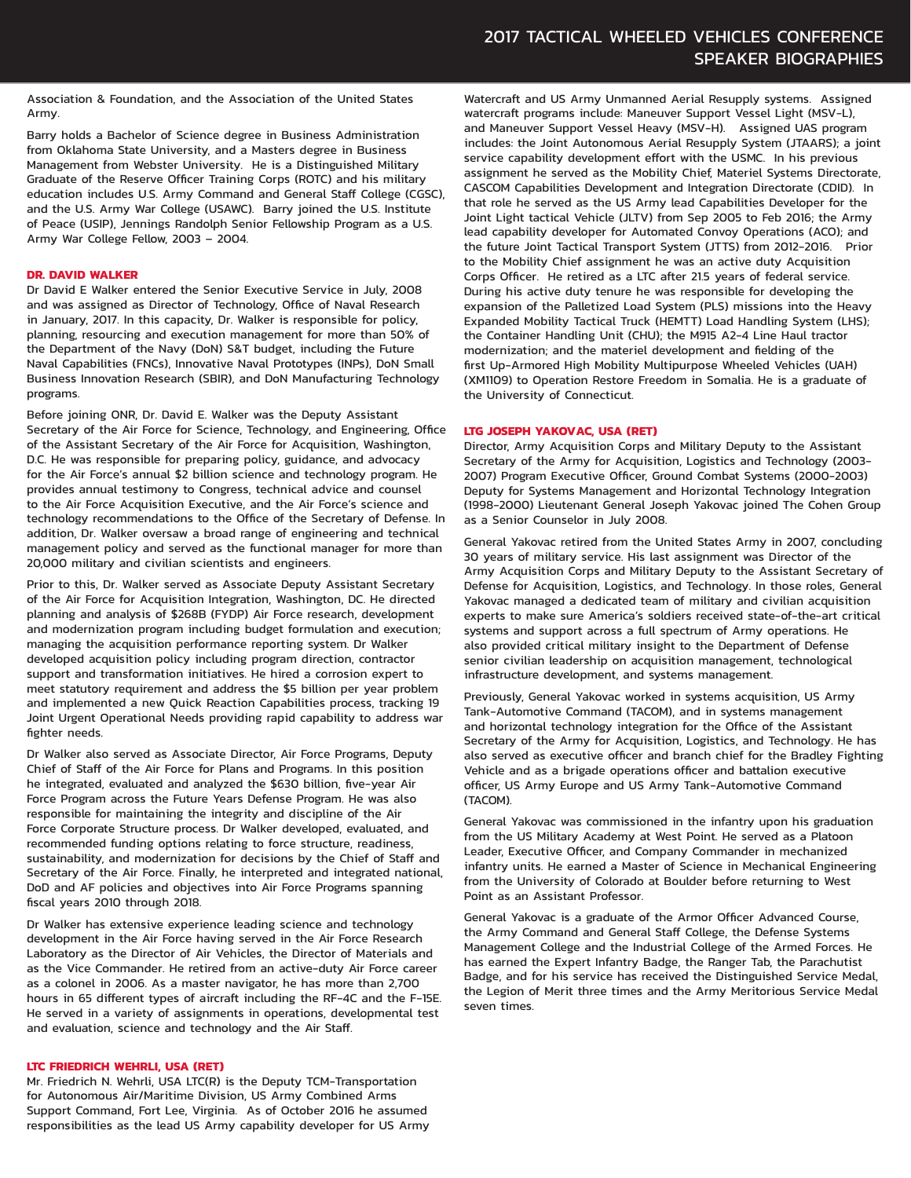Association & Foundation, and the Association of the United States Army.

Barry holds a Bachelor of Science degree in Business Administration from Oklahoma State University, and a Masters degree in Business Management from Webster University. He is a Distinguished Military Graduate of the Reserve Officer Training Corps (ROTC) and his military education includes U.S. Army Command and General Staff College (CGSC), and the U.S. Army War College (USAWC). Barry joined the U.S. Institute of Peace (USIP), Jennings Randolph Senior Fellowship Program as a U.S. Army War College Fellow, 2003 – 2004.

**DR. DAVID WALKER**

Dr David E Walker entered the Senior Executive Service in July, 2008 and was assigned as Director of Technology, Office of Naval Research in January, 2017. In this capacity, Dr. Walker is responsible for policy, planning, resourcing and execution management for more than 50% of the Department of the Navy (DoN) S&T budget, including the Future Naval Capabilities (FNCs), Innovative Naval Prototypes (INPs), DoN Small Business Innovation Research (SBIR), and DoN Manufacturing Technology programs.

Before joining ONR, Dr. David E. Walker was the Deputy Assistant Secretary of the Air Force for Science, Technology, and Engineering, Office of the Assistant Secretary of the Air Force for Acquisition, Washington, D.C. He was responsible for preparing policy, guidance, and advocacy for the Air Force's annual $2 billion science and technology program. He provides annual testimony to Congress, technical advice and counsel to the Air Force Acquisition Executive, and the Air Force's science and technology recommendations to the Office of the Secretary of Defense. In addition, Dr. Walker oversaw a broad range of engineering and technical management policy and served as the functional manager for more than 20,000 military and civilian scientists and engineers.

Prior to this, Dr. Walker served as Associate Deputy Assistant Secretary of the Air Force for Acquisition Integration, Washington, DC. He directed planning and analysis of $268B (FYDP) Air Force research, development and modernization program including budget formulation and execution; managing the acquisition performance reporting system. Dr Walker developed acquisition policy including program direction, contractor support and transformation initiatives. He hired a corrosion expert to meet statutory requirement and address the $5 billion per year problem and implemented a new Quick Reaction Capabilities process, tracking 19 Joint Urgent Operational Needs providing rapid capability to address war fighter needs.

Dr Walker also served as Associate Director, Air Force Programs, Deputy Chief of Staff of the Air Force for Plans and Programs. In this position he integrated, evaluated and analyzed the $630 billion, five-year Air Force Program across the Future Years Defense Program. He was also responsible for maintaining the integrity and discipline of the Air Force Corporate Structure process. Dr Walker developed, evaluated, and recommended funding options relating to force structure, readiness, sustainability, and modernization for decisions by the Chief of Staff and Secretary of the Air Force. Finally, he interpreted and integrated national, DoD and AF policies and objectives into Air Force Programs spanning fiscal years 2010 through 2018.

Dr Walker has extensive experience leading science and technology development in the Air Force having served in the Air Force Research Laboratory as the Director of Air Vehicles, the Director of Materials and as the Vice Commander. He retired from an active-duty Air Force career as a colonel in 2006. As a master navigator, he has more than 2,700 hours in 65 different types of aircraft including the RF-4C and the F-15E. He served in a variety of assignments in operations, developmental test and evaluation, science and technology and the Air Staff.

**LTC FRIEDRICH WEHRLI, USA (RET)**

Mr. Friedrich N. Wehrli, USA LTC(R) is the Deputy TCM-Transportation for Autonomous Air/Maritime Division, US Army Combined Arms Support Command, Fort Lee, Virginia. As of October 2016 he assumed responsibilities as the lead US Army capability developer for US Army Watercraft and US Army Unmanned Aerial Resupply systems. Assigned watercraft programs include: Maneuver Support Vessel Light (MSV-L), and Maneuver Support Vessel Heavy (MSV-H). Assigned UAS program includes: the Joint Autonomous Aerial Resupply System (JTAARS); a joint service capability development effort with the USMC. In his previous assignment he served as the Mobility Chief, Materiel Systems Directorate, CASCOM Capabilities Development and Integration Directorate (CDID). In that role he served as the US Army lead Capabilities Developer for the Joint Light tactical Vehicle (JLTV) from Sep 2005 to Feb 2016; the Army lead capability developer for Automated Convoy Operations (ACO); and the future Joint Tactical Transport System (JTTS) from 2012-2016. Prior to the Mobility Chief assignment he was an active duty Acquisition Corps Officer. He retired as a LTC after 21.5 years of federal service. During his active duty tenure he was responsible for developing the expansion of the Palletized Load System (PLS) missions into the Heavy Expanded Mobility Tactical Truck (HEMTT) Load Handling System (LHS); the Container Handling Unit (CHU); the M915 A2-4 Line Haul tractor modernization; and the materiel development and fielding of the first Up-Armored High Mobility Multipurpose Wheeled Vehicles (UAH) (XM1109) to Operation Restore Freedom in Somalia. He is a graduate of the University of Connecticut.

**LTG JOSEPH YAKOVAC, USA (RET)**

Director, Army Acquisition Corps and Military Deputy to the Assistant Secretary of the Army for Acquisition, Logistics and Technology (2003-2007) Program Executive Officer, Ground Combat Systems (2000-2003) Deputy for Systems Management and Horizontal Technology Integration (1998-2000) Lieutenant General Joseph Yakovac joined The Cohen Group as a Senior Counselor in July 2008.

General Yakovac retired from the United States Army in 2007, concluding 30 years of military service. His last assignment was Director of the Army Acquisition Corps and Military Deputy to the Assistant Secretary of Defense for Acquisition, Logistics, and Technology. In those roles, General Yakovac managed a dedicated team of military and civilian acquisition experts to make sure America's soldiers received state-of-the-art critical systems and support across a full spectrum of Army operations. He also provided critical military insight to the Department of Defense senior civilian leadership on acquisition management, technological infrastructure development, and systems management.

Previously, General Yakovac worked in systems acquisition, US Army Tank-Automotive Command (TACOM), and in systems management and horizontal technology integration for the Office of the Assistant Secretary of the Army for Acquisition, Logistics, and Technology. He has also served as executive officer and branch chief for the Bradley Fighting Vehicle and as a brigade operations officer and battalion executive officer, US Army Europe and US Army Tank-Automotive Command (TACOM).

General Yakovac was commissioned in the infantry upon his graduation from the US Military Academy at West Point. He served as a Platoon Leader, Executive Officer, and Company Commander in mechanized infantry units. He earned a Master of Science in Mechanical Engineering from the University of Colorado at Boulder before returning to West Point as an Assistant Professor.

General Yakovac is a graduate of the Armor Officer Advanced Course, the Army Command and General Staff College, the Defense Systems Management College and the Industrial College of the Armed Forces. He has earned the Expert Infantry Badge, the Ranger Tab, the Parachutist Badge, and for his service has received the Distinguished Service Medal, the Legion of Merit three times and the Army Meritorious Service Medal seven times.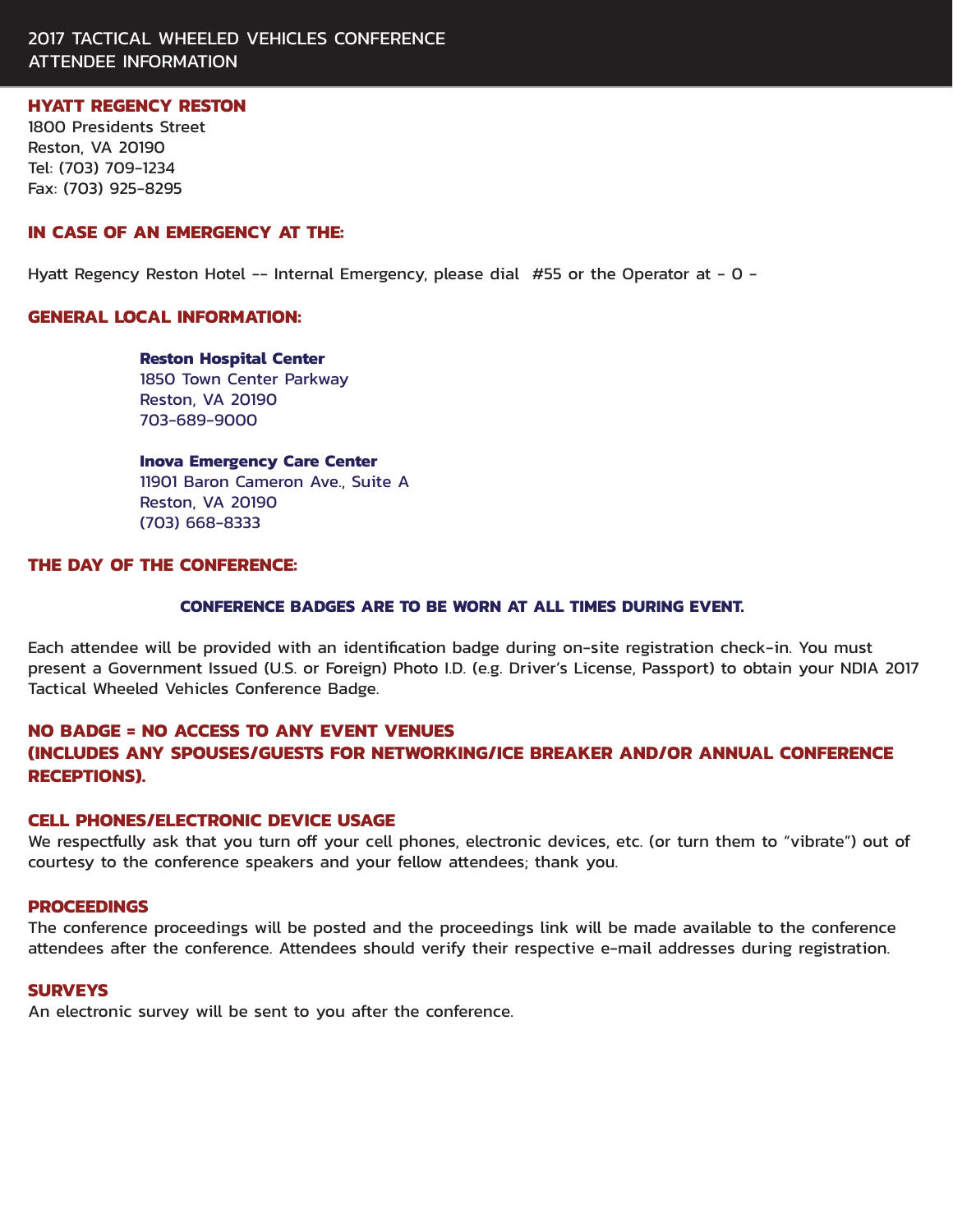# 2017 TACTICAL WHEELED VEHICLES CONFERENCE
# ATTENDEE INFORMATION

## HYATT REGENCY RESTON

1800 Presidents Street
Reston, VA 20190
Tel: (703) 709-1234
Fax: (703) 925-8295

## IN CASE OF AN EMERGENCY AT THE:

Hyatt Regency Reston Hotel -- Internal Emergency, please dial #55 or the Operator at - 0 -

## GENERAL LOCAL INFORMATION:

**Reston Hospital Center**
1850 Town Center Parkway
Reston, VA 20190
703-689-9000

**Inova Emergency Care Center**
11901 Baron Cameron Ave., Suite A
Reston, VA 20190
(703) 668-8333

## THE DAY OF THE CONFERENCE:

**CONFERENCE BADGES ARE TO BE WORN AT ALL TIMES DURING EVENT.**

Each attendee will be provided with an identification badge during on-site registration check-in. You must present a Government Issued (U.S. or Foreign) Photo I.D. (e.g. Driver's License, Passport) to obtain your NDIA 2017 Tactical Wheeled Vehicles Conference Badge.

**NO BADGE = NO ACCESS TO ANY EVENT VENUES**
**(INCLUDES ANY SPOUSES/GUESTS FOR NETWORKING/ICE BREAKER AND/OR ANNUAL CONFERENCE RECEPTIONS).**

## CELL PHONES/ELECTRONIC DEVICE USAGE

We respectfully ask that you turn off your cell phones, electronic devices, etc. (or turn them to "vibrate") out of courtesy to the conference speakers and your fellow attendees; thank you.

## PROCEEDINGS

The conference proceedings will be posted and the proceedings link will be made available to the conference attendees after the conference. Attendees should verify their respective e-mail addresses during registration.

## SURVEYS

An electronic survey will be sent to you after the conference.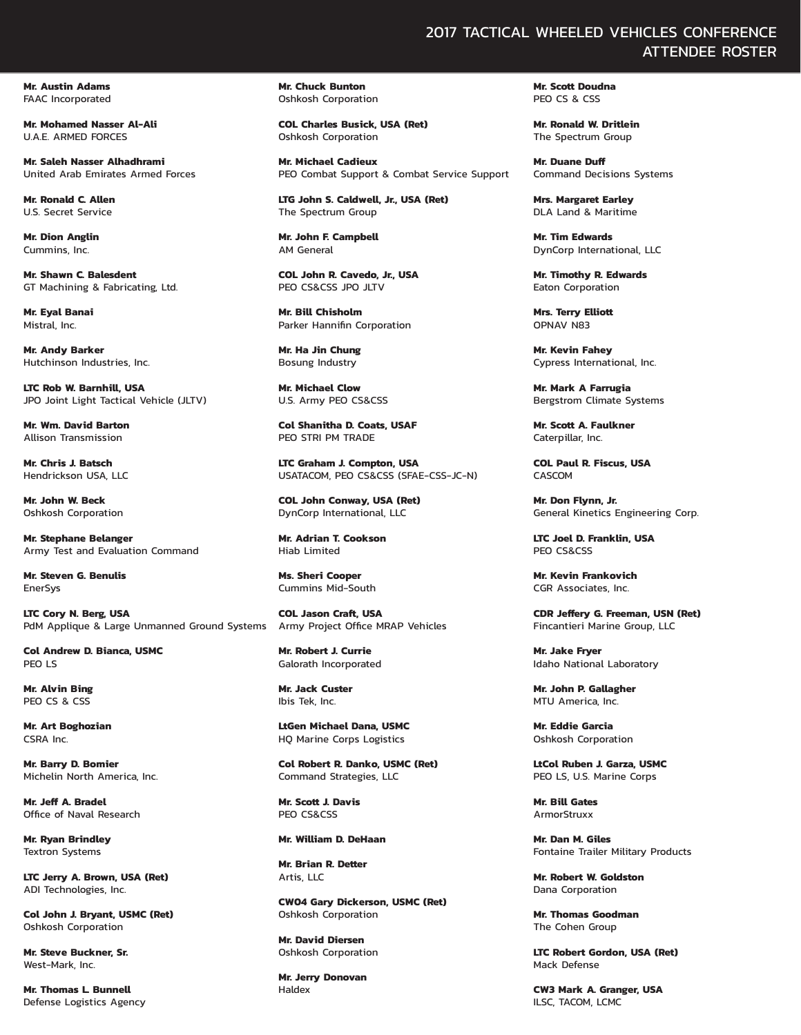# 2017 TACTICAL WHEELED VEHICLES CONFERENCE ATTENDEE ROSTER

**Mr. Austin Adams**
FAAC Incorporated

**Mr. Mohamed Nasser Al-Ali**
U.A.E. ARMED FORCES

**Mr. Saleh Nasser Alhadhrami**
United Arab Emirates Armed Forces

**Mr. Ronald C. Allen**
U.S. Secret Service

**Mr. Dion Anglin**
Cummins, Inc.

**Mr. Shawn C. Balesdent**
GT Machining & Fabricating, Ltd.

**Mr. Eyal Banai**
Mistral, Inc.

**Mr. Andy Barker**
Hutchinson Industries, Inc.

**LTC Rob W. Barnhill, USA**
JPO Joint Light Tactical Vehicle (JLTV)

**Mr. Wm. David Barton**
Allison Transmission

**Mr. Chris J. Batsch**
Hendrickson USA, LLC

**Mr. John W. Beck**
Oshkosh Corporation

**Mr. Stephane Belanger**
Army Test and Evaluation Command

**Mr. Steven G. Benulis**
EnerSys

**LTC Cory N. Berg, USA**
PdM Applique & Large Unmanned Ground Systems

**Col Andrew D. Bianca, USMC**
PEO LS

**Mr. Alvin Bing**
PEO CS & CSS

**Mr. Art Boghozian**
CSRA Inc.

**Mr. Barry D. Bomier**
Michelin North America, Inc.

**Mr. Jeff A. Bradel**
Office of Naval Research

**Mr. Ryan Brindley**
Textron Systems

**LTC Jerry A. Brown, USA (Ret)**
ADI Technologies, Inc.

**Col John J. Bryant, USMC (Ret)**
Oshkosh Corporation

**Mr. Steve Buckner, Sr.**
West-Mark, Inc.

**Mr. Thomas L. Bunnell**
Defense Logistics Agency

**Mr. Chuck Bunton**
Oshkosh Corporation

**COL Charles Busick, USA (Ret)**
Oshkosh Corporation

**Mr. Michael Cadieux**
PEO Combat Support & Combat Service Support

**LTG John S. Caldwell, Jr., USA (Ret)**
The Spectrum Group

**Mr. John F. Campbell**
AM General

**COL John R. Cavedo, Jr., USA**
PEO CS&CSS JPO JLTV

**Mr. Bill Chisholm**
Parker Hannifin Corporation

**Mr. Ha Jin Chung**
Bosung Industry

**Mr. Michael Clow**
U.S. Army PEO CS&CSS

**Col Shanitha D. Coats, USAF**
PEO STRI PM TRADE

**LTC Graham J. Compton, USA**
USATACOM, PEO CS&CSS (SFAE-CSS-JC-N)

**COL John Conway, USA (Ret)**
DynCorp International, LLC

**Mr. Adrian T. Cookson**
Hiab Limited

**Ms. Sheri Cooper**
Cummins Mid-South

**COL Jason Craft, USA**
Army Project Office MRAP Vehicles

**Mr. Robert J. Currie**
Galorath Incorporated

**Mr. Jack Custer**
Ibis Tek, Inc.

**LtGen Michael Dana, USMC**
HQ Marine Corps Logistics

**Col Robert R. Danko, USMC (Ret)**
Command Strategies, LLC

**Mr. Scott J. Davis**
PEO CS&CSS

**Mr. William D. DeHaan**

**Mr. Brian R. Detter**
Artis, LLC

**CWO4 Gary Dickerson, USMC (Ret)**
Oshkosh Corporation

**Mr. David Diersen**
Oshkosh Corporation

**Mr. Jerry Donovan**
Haldex

**Mr. Scott Doudna**
PEO CS & CSS

**Mr. Ronald W. Dritlein**
The Spectrum Group

**Mr. Duane Duff**
Command Decisions Systems

**Mrs. Margaret Earley**
DLA Land & Maritime

**Mr. Tim Edwards**
DynCorp International, LLC

**Mr. Timothy R. Edwards**
Eaton Corporation

**Mrs. Terry Elliott**
OPNAV N83

**Mr. Kevin Fahey**
Cypress International, Inc.

**Mr. Mark A Farrugia**
Bergstrom Climate Systems

**Mr. Scott A. Faulkner**
Caterpillar, Inc.

**COL Paul R. Fiscus, USA**
CASCOM

**Mr. Don Flynn, Jr.**
General Kinetics Engineering Corp.

**LTC Joel D. Franklin, USA**
PEO CS&CSS

**Mr. Kevin Frankovich**
CGR Associates, Inc.

**CDR Jeffery G. Freeman, USN (Ret)**
Fincantieri Marine Group, LLC

**Mr. Jake Fryer**
Idaho National Laboratory

**Mr. John P. Gallagher**
MTU America, Inc.

**Mr. Eddie Garcia**
Oshkosh Corporation

**LtCol Ruben J. Garza, USMC**
PEO LS, U.S. Marine Corps

**Mr. Bill Gates**
ArmorStruxx

**Mr. Dan M. Giles**
Fontaine Trailer Military Products

**Mr. Robert W. Goldston**
Dana Corporation

**Mr. Thomas Goodman**
The Cohen Group

**LTC Robert Gordon, USA (Ret)**
Mack Defense

**CW3 Mark A. Granger, USA**
ILSC, TACOM, LCMC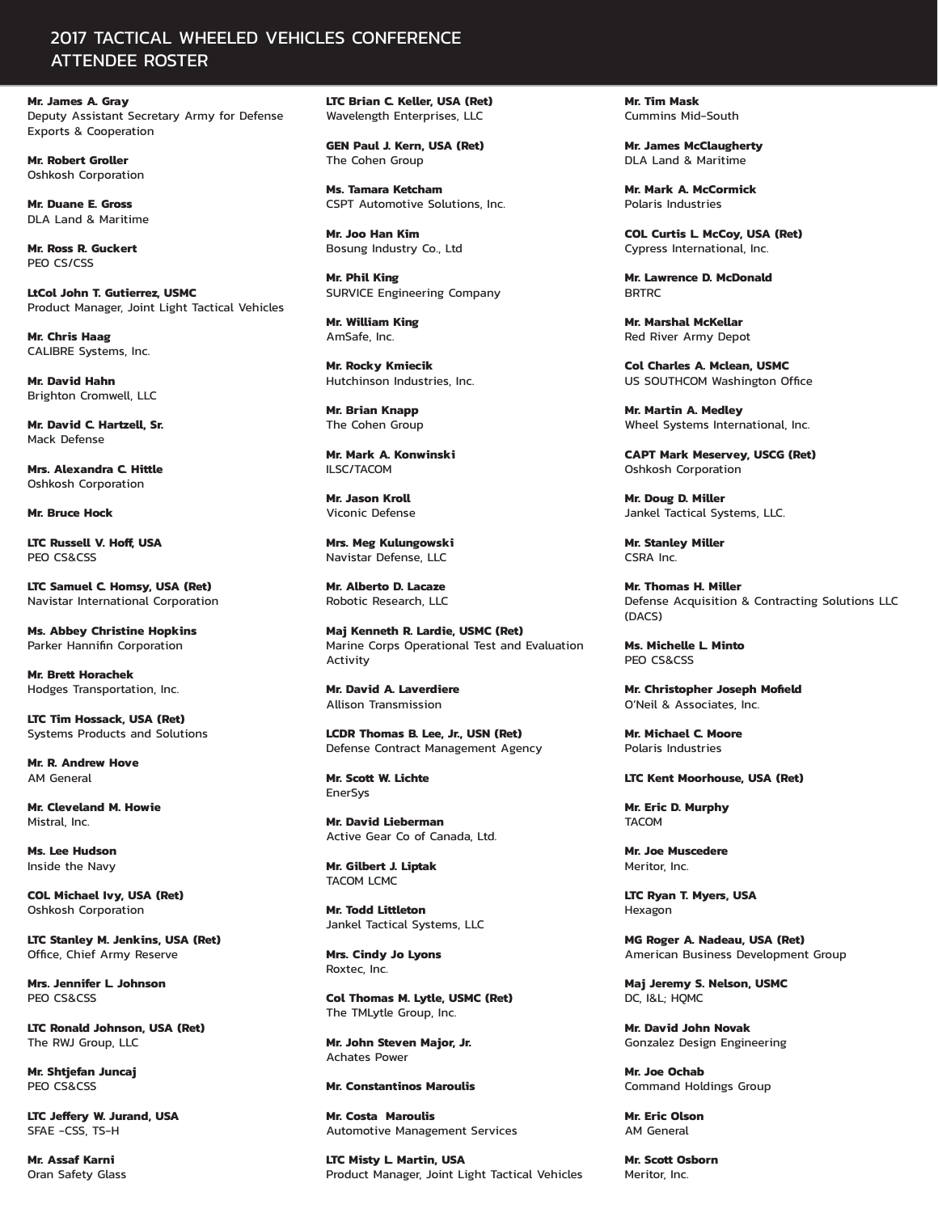# 2017 TACTICAL WHEELED VEHICLES CONFERENCE ATTENDEE ROSTER

**Mr. James A. Gray**
Deputy Assistant Secretary Army for Defense Exports & Cooperation

**Mr. Robert Groller**
Oshkosh Corporation

**Mr. Duane E. Gross**
DLA Land & Maritime

**Mr. Ross R. Guckert**
PEO CS/CSS

**LtCol John T. Gutierrez, USMC**
Product Manager, Joint Light Tactical Vehicles

**Mr. Chris Haag**
CALIBRE Systems, Inc.

**Mr. David Hahn**
Brighton Cromwell, LLC

**Mr. David C. Hartzell, Sr.**
Mack Defense

**Mrs. Alexandra C. Hittle**
Oshkosh Corporation

**Mr. Bruce Hock**

**LTC Russell V. Hoff, USA**
PEO CS&CSS

**LTC Samuel C. Homsy, USA (Ret)**
Navistar International Corporation

**Ms. Abbey Christine Hopkins**
Parker Hannifin Corporation

**Mr. Brett Horachek**
Hodges Transportation, Inc.

**LTC Tim Hossack, USA (Ret)**
Systems Products and Solutions

**Mr. R. Andrew Hove**
AM General

**Mr. Cleveland M. Howie**
Mistral, Inc.

**Ms. Lee Hudson**
Inside the Navy

**COL Michael Ivy, USA (Ret)**
Oshkosh Corporation

**LTC Stanley M. Jenkins, USA (Ret)**
Office, Chief Army Reserve

**Mrs. Jennifer L. Johnson**
PEO CS&CSS

**LTC Ronald Johnson, USA (Ret)**
The RWJ Group, LLC

**Mr. Shtjefan Juncaj**
PEO CS&CSS

**LTC Jeffery W. Jurand, USA**
SFAE -CSS, TS-H

**Mr. Assaf Karni**
Oran Safety Glass

**LTC Brian C. Keller, USA (Ret)**
Wavelength Enterprises, LLC

**GEN Paul J. Kern, USA (Ret)**
The Cohen Group

**Ms. Tamara Ketcham**
CSPT Automotive Solutions, Inc.

**Mr. Joo Han Kim**
Bosung Industry Co., Ltd

**Mr. Phil King**
SURVICE Engineering Company

**Mr. William King**
AmSafe, Inc.

**Mr. Rocky Kmiecik**
Hutchinson Industries, Inc.

**Mr. Brian Knapp**
The Cohen Group

**Mr. Mark A. Konwinski**
ILSC/TACOM

**Mr. Jason Kroll**
Viconic Defense

**Mrs. Meg Kulungowski**
Navistar Defense, LLC

**Mr. Alberto D. Lacaze**
Robotic Research, LLC

**Maj Kenneth R. Lardie, USMC (Ret)**
Marine Corps Operational Test and Evaluation Activity

**Mr. David A. Laverdiere**
Allison Transmission

**LCDR Thomas B. Lee, Jr., USN (Ret)**
Defense Contract Management Agency

**Mr. Scott W. Lichte**
EnerSys

**Mr. David Lieberman**
Active Gear Co of Canada, Ltd.

**Mr. Gilbert J. Liptak**
TACOM LCMC

**Mr. Todd Littleton**
Jankel Tactical Systems, LLC

**Mrs. Cindy Jo Lyons**
Roxtec, Inc.

**Col Thomas M. Lytle, USMC (Ret)**
The TMLytle Group, Inc.

**Mr. John Steven Major, Jr.**
Achates Power

**Mr. Constantinos Maroulis**

**Mr. Costa Maroulis**
Automotive Management Services

**LTC Misty L. Martin, USA**
Product Manager, Joint Light Tactical Vehicles

**Mr. Tim Mask**
Cummins Mid-South

**Mr. James McClaugherty**
DLA Land & Maritime

**Mr. Mark A. McCormick**
Polaris Industries

**COL Curtis L. McCoy, USA (Ret)**
Cypress International, Inc.

**Mr. Lawrence D. McDonald**
BRTRC

**Mr. Marshal McKellar**
Red River Army Depot

**Col Charles A. Mclean, USMC**
US SOUTHCOM Washington Office

**Mr. Martin A. Medley**
Wheel Systems International, Inc.

**CAPT Mark Meservey, USCG (Ret)**
Oshkosh Corporation

**Mr. Doug D. Miller**
Jankel Tactical Systems, LLC.

**Mr. Stanley Miller**
CSRA Inc.

**Mr. Thomas H. Miller**
Defense Acquisition & Contracting Solutions LLC (DACS)

**Ms. Michelle L. Minto**
PEO CS&CSS

**Mr. Christopher Joseph Mofield**
O'Neil & Associates, Inc.

**Mr. Michael C. Moore**
Polaris Industries

**LTC Kent Moorhouse, USA (Ret)**

**Mr. Eric D. Murphy**
TACOM

**Mr. Joe Muscedere**
Meritor, Inc.

**LTC Ryan T. Myers, USA**
Hexagon

**MG Roger A. Nadeau, USA (Ret)**
American Business Development Group

**Maj Jeremy S. Nelson, USMC**
DC, I&L; HQMC

**Mr. David John Novak**
Gonzalez Design Engineering

**Mr. Joe Ochab**
Command Holdings Group

**Mr. Eric Olson**
AM General

**Mr. Scott Osborn**
Meritor, Inc.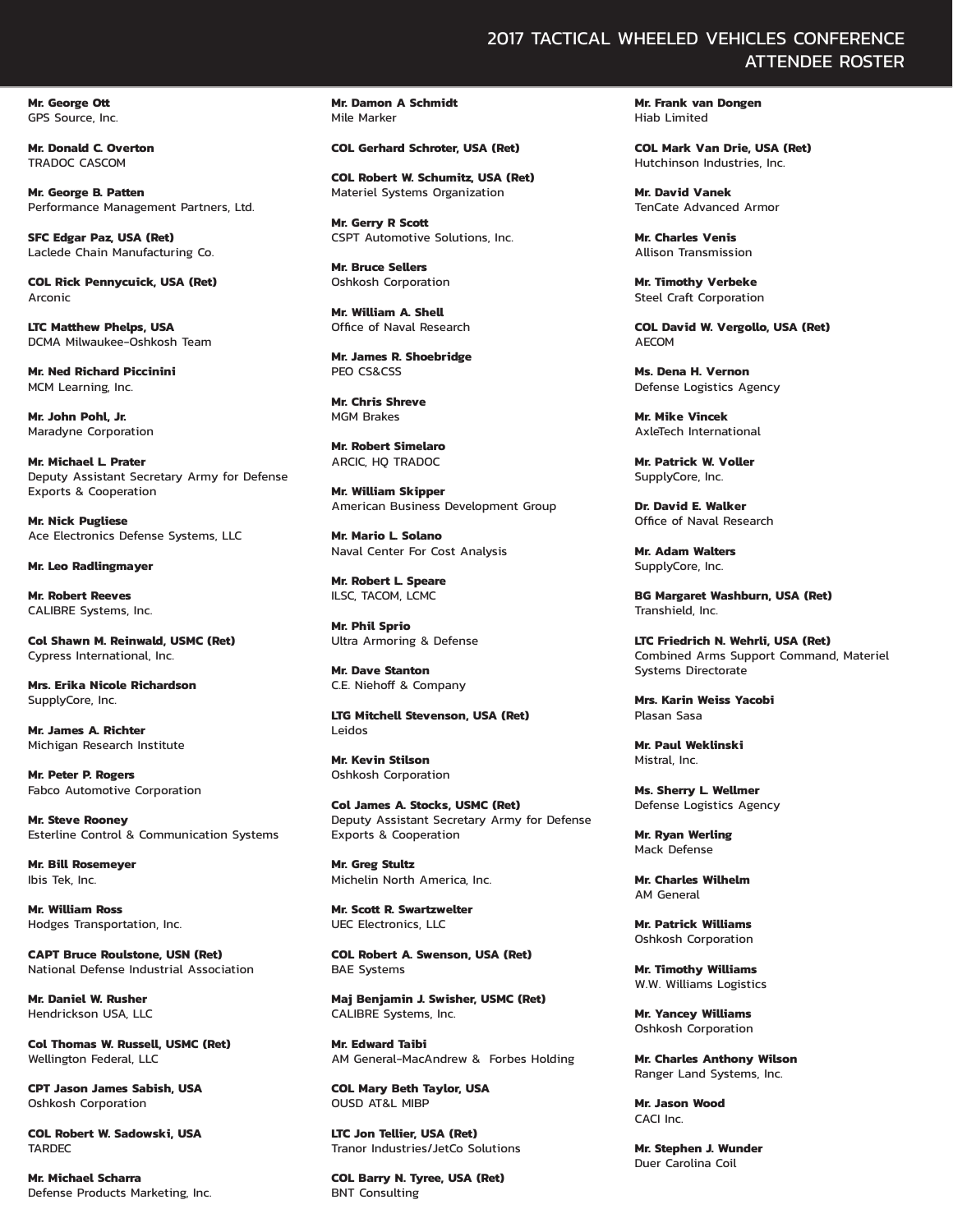**Mr. George Ott**
GPS Source, Inc.

**Mr. Donald C. Overton**
TRADOC CASCOM

**Mr. George B. Patten**
Performance Management Partners, Ltd.

**SFC Edgar Paz, USA (Ret)**
Laclede Chain Manufacturing Co.

**COL Rick Pennycuick, USA (Ret)**
Arconic

**LTC Matthew Phelps, USA**
DCMA Milwaukee-Oshkosh Team

**Mr. Ned Richard Piccinini**
MCM Learning, Inc.

**Mr. John Pohl, Jr.**
Maradyne Corporation

**Mr. Michael L. Prater**
Deputy Assistant Secretary Army for Defense Exports & Cooperation

**Mr. Nick Pugliese**
Ace Electronics Defense Systems, LLC

**Mr. Leo Radlingmayer**

**Mr. Robert Reeves**
CALIBRE Systems, Inc.

**Col Shawn M. Reinwald, USMC (Ret)**
Cypress International, Inc.

**Mrs. Erika Nicole Richardson**
SupplyCore, Inc.

**Mr. James A. Richter**
Michigan Research Institute

**Mr. Peter P. Rogers**
Fabco Automotive Corporation

**Mr. Steve Rooney**
Esterline Control & Communication Systems

**Mr. Bill Rosemeyer**
Ibis Tek, Inc.

**Mr. William Ross**
Hodges Transportation, Inc.

**CAPT Bruce Roulstone, USN (Ret)**
National Defense Industrial Association

**Mr. Daniel W. Rusher**
Hendrickson USA, LLC

**Col Thomas W. Russell, USMC (Ret)**
Wellington Federal, LLC

**CPT Jason James Sabish, USA**
Oshkosh Corporation

**COL Robert W. Sadowski, USA**
TARDEC

**Mr. Michael Scharra**
Defense Products Marketing, Inc.

**Mr. Damon A Schmidt**
Mile Marker

**COL Gerhard Schroter, USA (Ret)**

**COL Robert W. Schumitz, USA (Ret)**
Materiel Systems Organization

**Mr. Gerry R Scott**
CSPT Automotive Solutions, Inc.

**Mr. Bruce Sellers**
Oshkosh Corporation

**Mr. William A. Shell**
Office of Naval Research

**Mr. James R. Shoebridge**
PEO CS&CSS

**Mr. Chris Shreve**
MGM Brakes

**Mr. Robert Simelaro**
ARCIC, HQ TRADOC

**Mr. William Skipper**
American Business Development Group

**Mr. Mario L. Solano**
Naval Center For Cost Analysis

**Mr. Robert L. Speare**
ILSC, TACOM, LCMC

**Mr. Phil Sprio**
Ultra Armoring & Defense

**Mr. Dave Stanton**
C.E. Niehoff & Company

**LTG Mitchell Stevenson, USA (Ret)**
Leidos

**Mr. Kevin Stilson**
Oshkosh Corporation

**Col James A. Stocks, USMC (Ret)**
Deputy Assistant Secretary Army for Defense Exports & Cooperation

**Mr. Greg Stultz**
Michelin North America, Inc.

**Mr. Scott R. Swartzwelter**
UEC Electronics, LLC

**COL Robert A. Swenson, USA (Ret)**
BAE Systems

**Maj Benjamin J. Swisher, USMC (Ret)**
CALIBRE Systems, Inc.

**Mr. Edward Taibi**
AM General-MacAndrew & Forbes Holding

**COL Mary Beth Taylor, USA**
OUSD AT&L MIBP

**LTC Jon Tellier, USA (Ret)**
Tranor Industries/JetCo Solutions

**COL Barry N. Tyree, USA (Ret)**
BNT Consulting

**Mr. Frank van Dongen**
Hiab Limited

**COL Mark Van Drie, USA (Ret)**
Hutchinson Industries, Inc.

**Mr. David Vanek**
TenCate Advanced Armor

**Mr. Charles Venis**
Allison Transmission

**Mr. Timothy Verbeke**
Steel Craft Corporation

**COL David W. Vergollo, USA (Ret)**
AECOM

**Ms. Dena H. Vernon**
Defense Logistics Agency

**Mr. Mike Vincek**
AxleTech International

**Mr. Patrick W. Voller**
SupplyCore, Inc.

**Dr. David E. Walker**
Office of Naval Research

**Mr. Adam Walters**
SupplyCore, Inc.

**BG Margaret Washburn, USA (Ret)**
Transhield, Inc.

**LTC Friedrich N. Wehrli, USA (Ret)**
Combined Arms Support Command, Materiel Systems Directorate

**Mrs. Karin Weiss Yacobi**
Plasan Sasa

**Mr. Paul Weklinski**
Mistral, Inc.

**Ms. Sherry L. Wellmer**
Defense Logistics Agency

**Mr. Ryan Werling**
Mack Defense

**Mr. Charles Wilhelm**
AM General

**Mr. Patrick Williams**
Oshkosh Corporation

**Mr. Timothy Williams**
W.W. Williams Logistics

**Mr. Yancey Williams**
Oshkosh Corporation

**Mr. Charles Anthony Wilson**
Ranger Land Systems, Inc.

**Mr. Jason Wood**
CACI Inc.

**Mr. Stephen J. Wunder**
Duer Carolina Coil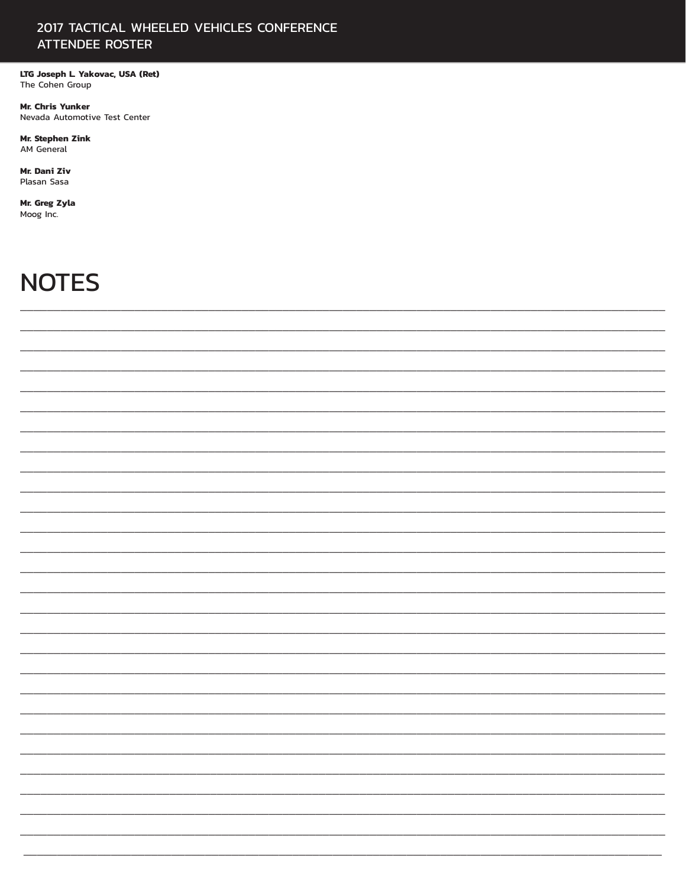**LTG Joseph L. Yakovac, USA (Ret)**
The Cohen Group

**Mr. Chris Yunker**
Nevada Automotive Test Center

**Mr. Stephen Zink**
AM General

**Mr. Dani Ziv**
Plasan Sasa

**Mr. Greg Zyla**
Moog Inc.

# NOTES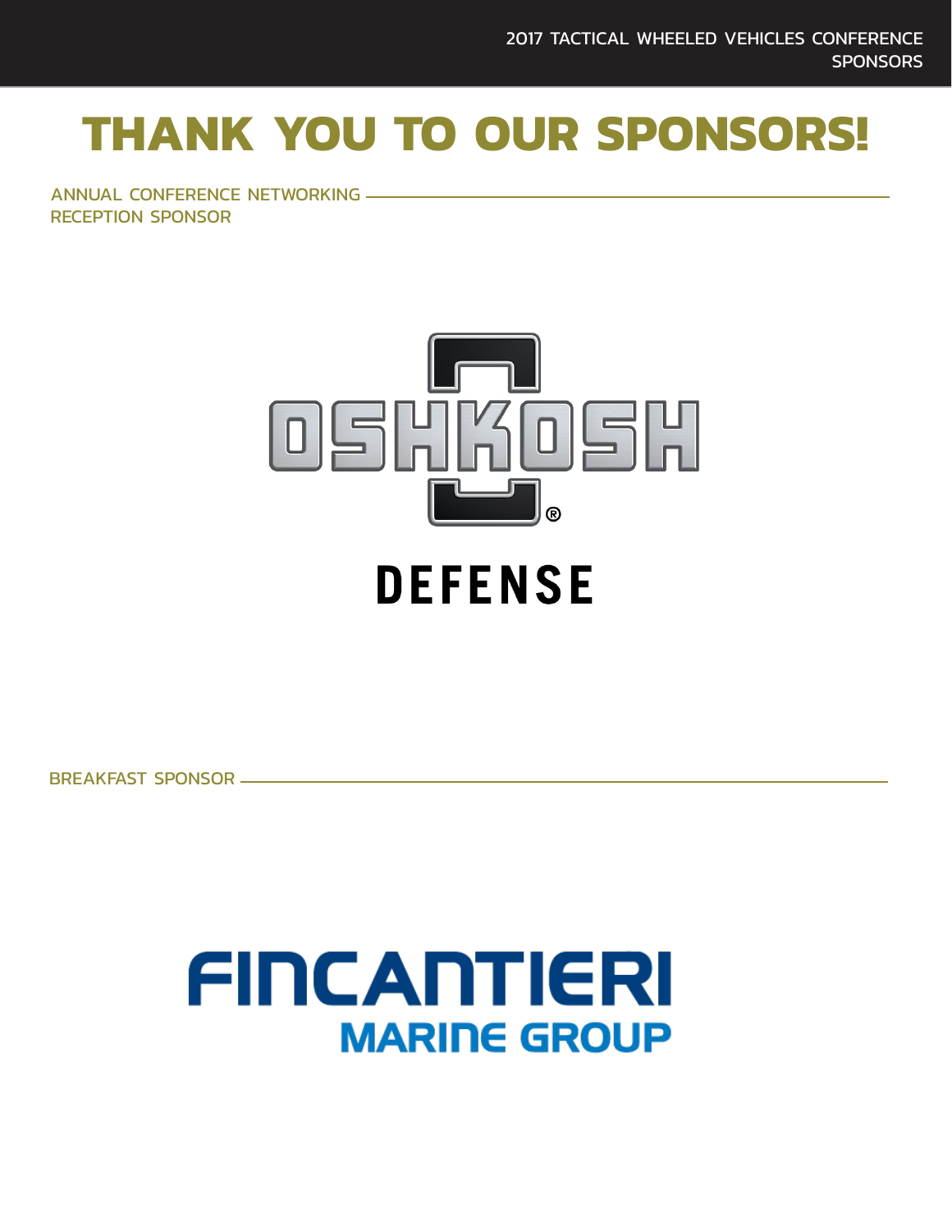# THANK YOU TO OUR SPONSORS!

ANNUAL CONFERENCE NETWORKING RECEPTION SPONSOR

OSHKOSH®

DEFENSE

BREAKFAST SPONSOR

FINCANTIERI

MARINE GROUP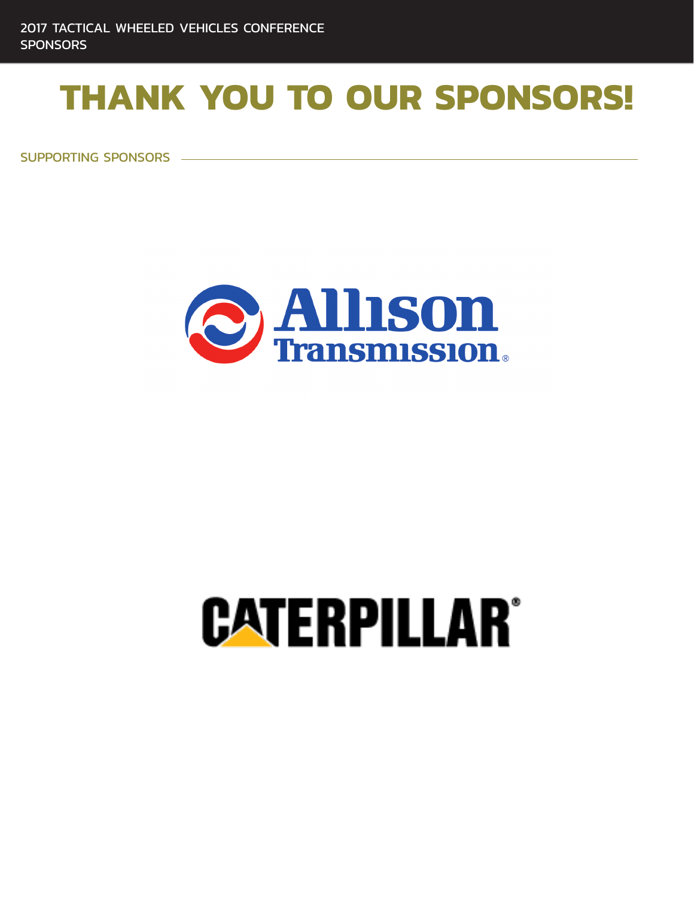# THANK YOU TO OUR SPONSORS!

## SUPPORTING SPONSORS

Allison Transmission®

CATERPILLAR®